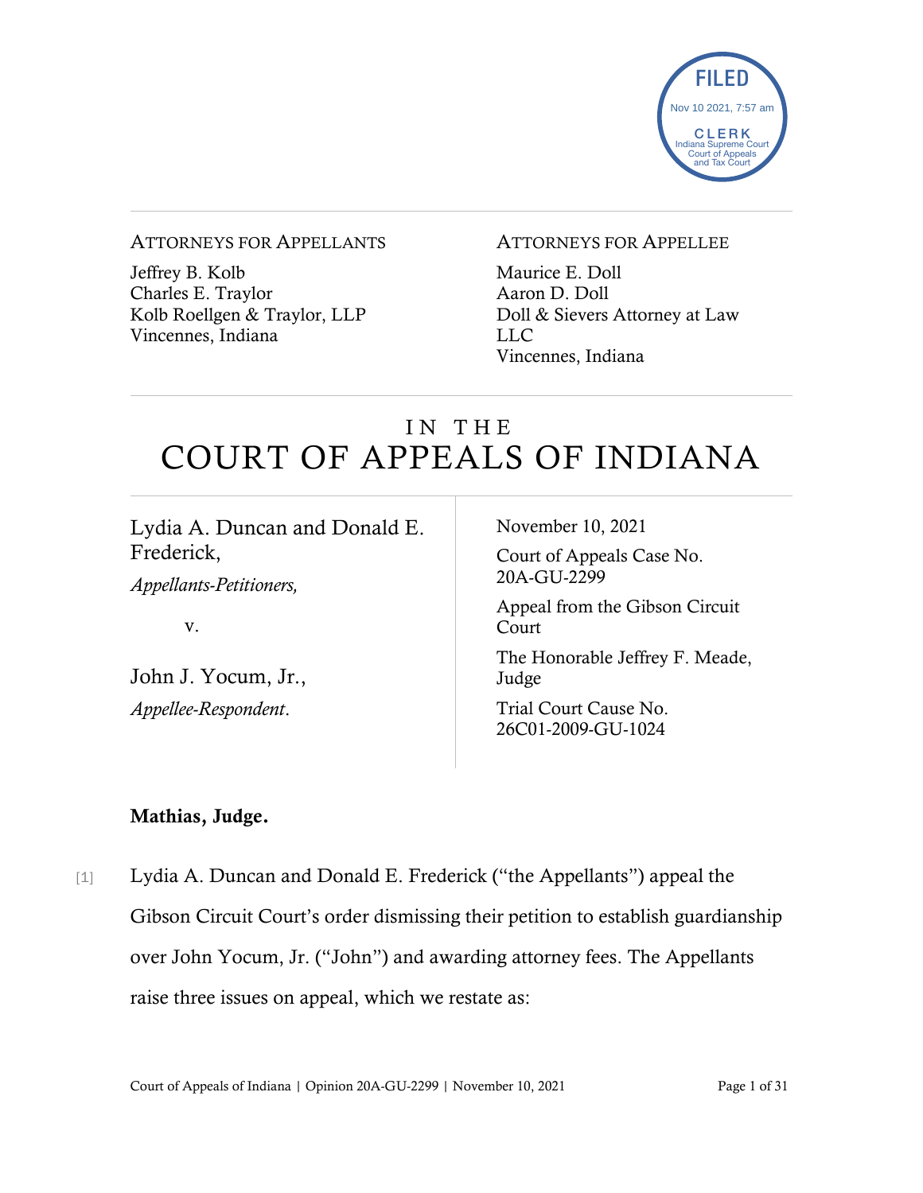FILED
Nov 10 2021, 7:57 am
CLERK
Indiana Supreme Court
Court of Appeals
and Tax Court

---

ATTORNEYS FOR APPELLANTS

Jeffrey B. Kolb
Charles E. Traylor
Kolb Roellgen & Traylor, LLP
Vincennes, Indiana

ATTORNEYS FOR APPELLEE

Maurice E. Doll
Aaron D. Doll
Doll & Sievers Attorney at Law LLC
Vincennes, Indiana

---

# IN THE COURT OF APPEALS OF INDIANA

---

Lydia A. Duncan and Donald E. Frederick,
*Appellants-Petitioners,*

v.

John J. Yocum, Jr.,
*Appellee-Respondent*.

November 10, 2021

Court of Appeals Case No. 20A-GU-2299

Appeal from the Gibson Circuit Court

The Honorable Jeffrey F. Meade, Judge

Trial Court Cause No. 26C01-2009-GU-1024

**Mathias, Judge.**

[1] Lydia A. Duncan and Donald E. Frederick ("the Appellants") appeal the Gibson Circuit Court's order dismissing their petition to establish guardianship over John Yocum, Jr. ("John") and awarding attorney fees. The Appellants raise three issues on appeal, which we restate as: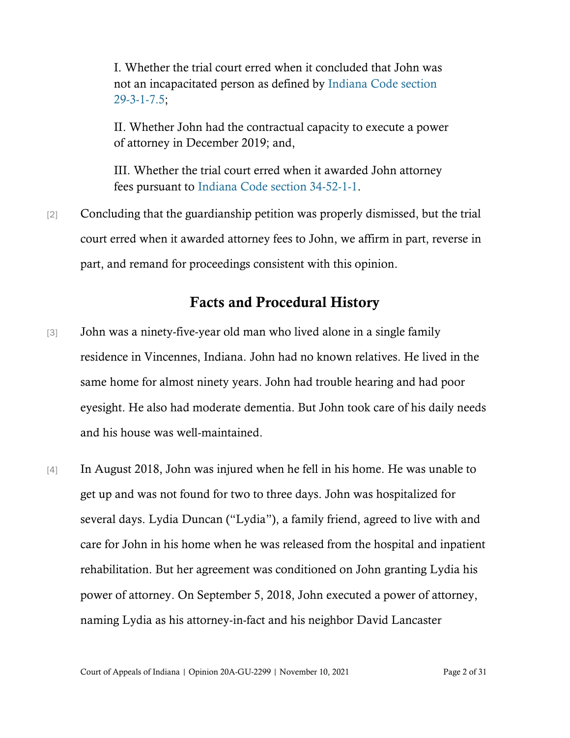I. Whether the trial court erred when it concluded that John was not an incapacitated person as defined by Indiana Code section 29-3-1-7.5;

II. Whether John had the contractual capacity to execute a power of attorney in December 2019; and,

III. Whether the trial court erred when it awarded John attorney fees pursuant to Indiana Code section 34-52-1-1.

[2] Concluding that the guardianship petition was properly dismissed, but the trial court erred when it awarded attorney fees to John, we affirm in part, reverse in part, and remand for proceedings consistent with this opinion.

## Facts and Procedural History

[3] John was a ninety-five-year old man who lived alone in a single family residence in Vincennes, Indiana. John had no known relatives. He lived in the same home for almost ninety years. John had trouble hearing and had poor eyesight. He also had moderate dementia. But John took care of his daily needs and his house was well-maintained.

[4] In August 2018, John was injured when he fell in his home. He was unable to get up and was not found for two to three days. John was hospitalized for several days. Lydia Duncan ("Lydia"), a family friend, agreed to live with and care for John in his home when he was released from the hospital and inpatient rehabilitation. But her agreement was conditioned on John granting Lydia his power of attorney. On September 5, 2018, John executed a power of attorney, naming Lydia as his attorney-in-fact and his neighbor David Lancaster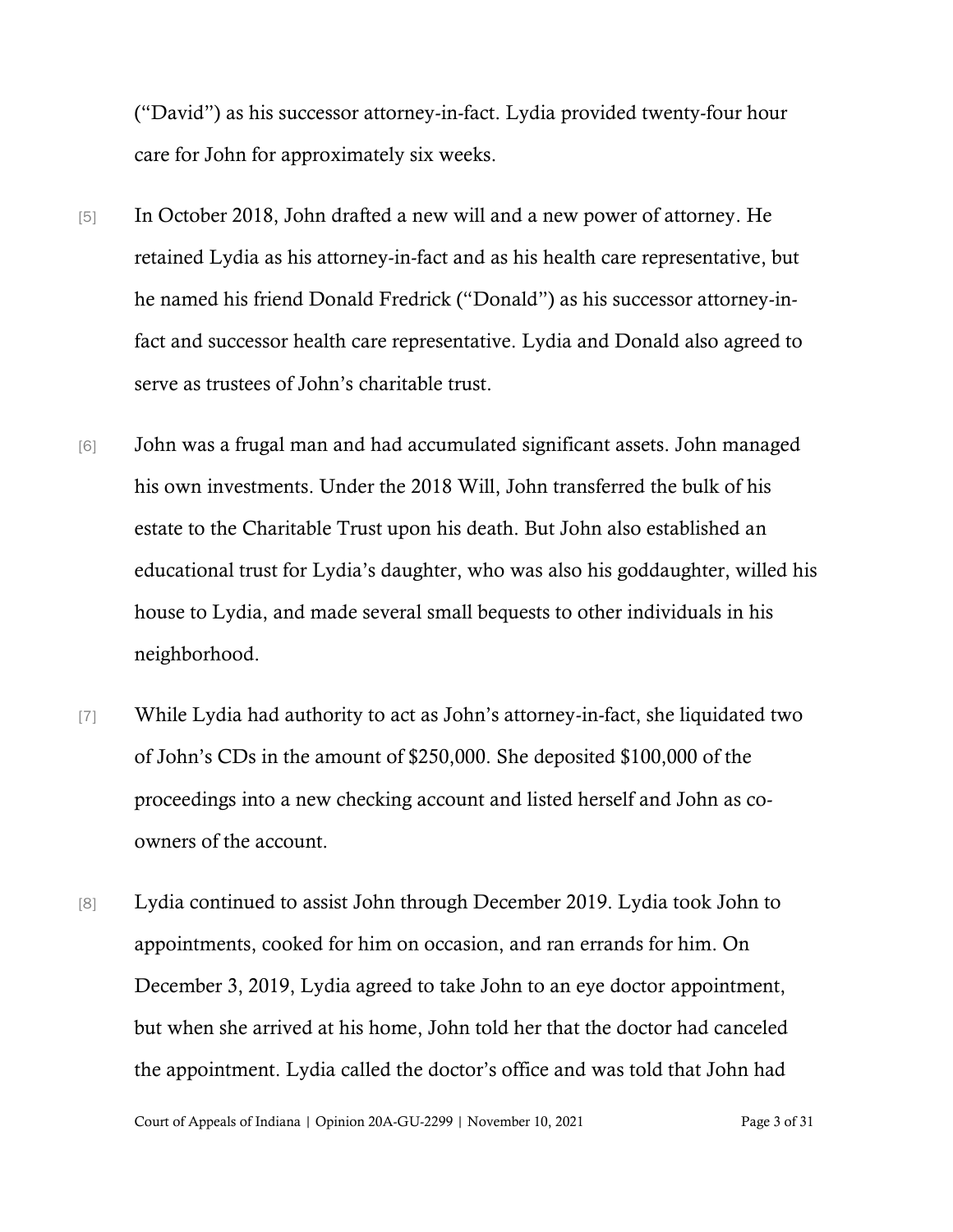("David") as his successor attorney-in-fact. Lydia provided twenty-four hour care for John for approximately six weeks.

[5] In October 2018, John drafted a new will and a new power of attorney. He retained Lydia as his attorney-in-fact and as his health care representative, but he named his friend Donald Fredrick ("Donald") as his successor attorney-in-fact and successor health care representative. Lydia and Donald also agreed to serve as trustees of John's charitable trust.

[6] John was a frugal man and had accumulated significant assets. John managed his own investments. Under the 2018 Will, John transferred the bulk of his estate to the Charitable Trust upon his death. But John also established an educational trust for Lydia's daughter, who was also his goddaughter, willed his house to Lydia, and made several small bequests to other individuals in his neighborhood.

[7] While Lydia had authority to act as John's attorney-in-fact, she liquidated two of John's CDs in the amount of $250,000. She deposited $100,000 of the proceedings into a new checking account and listed herself and John as co-owners of the account.

[8] Lydia continued to assist John through December 2019. Lydia took John to appointments, cooked for him on occasion, and ran errands for him. On December 3, 2019, Lydia agreed to take John to an eye doctor appointment, but when she arrived at his home, John told her that the doctor had canceled the appointment. Lydia called the doctor's office and was told that John had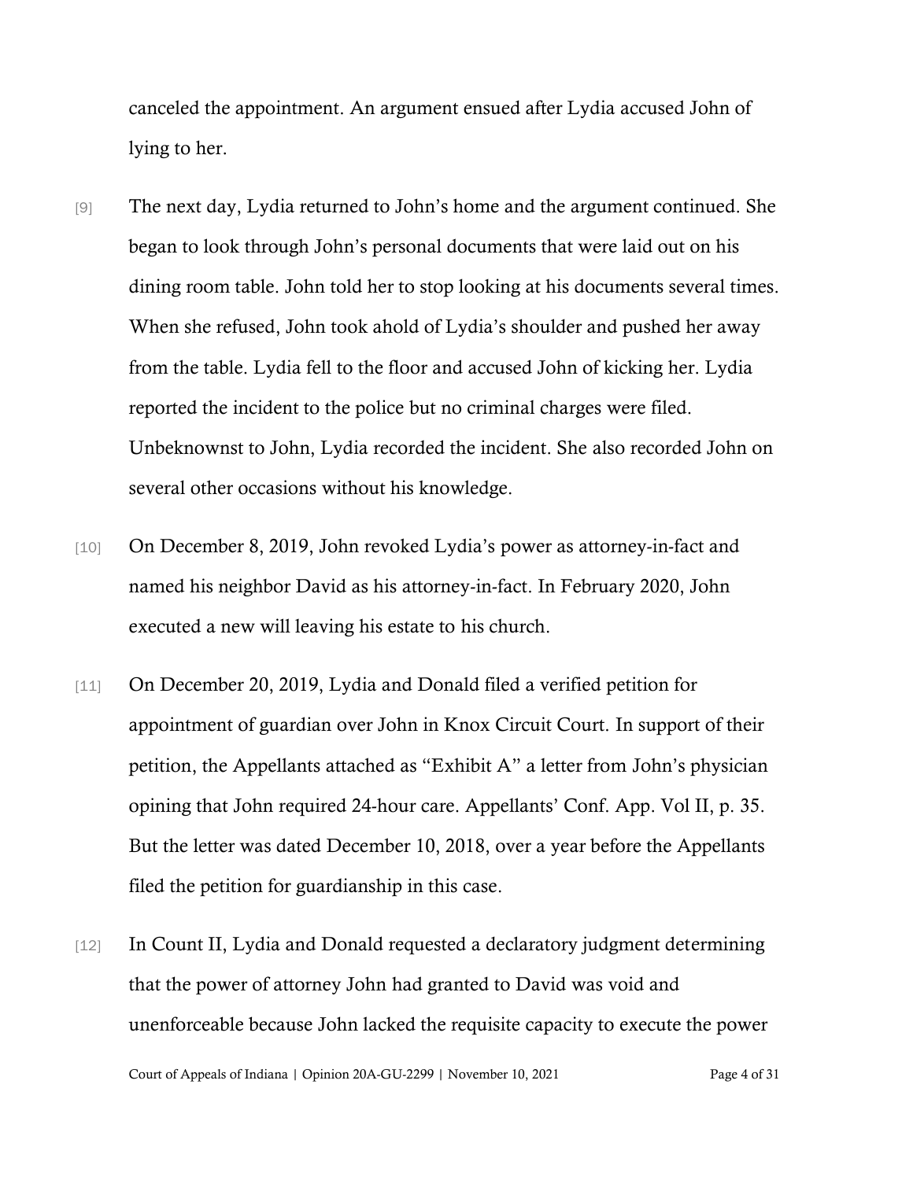canceled the appointment. An argument ensued after Lydia accused John of lying to her.

[9] The next day, Lydia returned to John's home and the argument continued. She began to look through John's personal documents that were laid out on his dining room table. John told her to stop looking at his documents several times. When she refused, John took ahold of Lydia's shoulder and pushed her away from the table. Lydia fell to the floor and accused John of kicking her. Lydia reported the incident to the police but no criminal charges were filed. Unbeknownst to John, Lydia recorded the incident. She also recorded John on several other occasions without his knowledge.

[10] On December 8, 2019, John revoked Lydia's power as attorney-in-fact and named his neighbor David as his attorney-in-fact. In February 2020, John executed a new will leaving his estate to his church.

[11] On December 20, 2019, Lydia and Donald filed a verified petition for appointment of guardian over John in Knox Circuit Court. In support of their petition, the Appellants attached as "Exhibit A" a letter from John's physician opining that John required 24-hour care. Appellants' Conf. App. Vol II, p. 35. But the letter was dated December 10, 2018, over a year before the Appellants filed the petition for guardianship in this case.

[12] In Count II, Lydia and Donald requested a declaratory judgment determining that the power of attorney John had granted to David was void and unenforceable because John lacked the requisite capacity to execute the power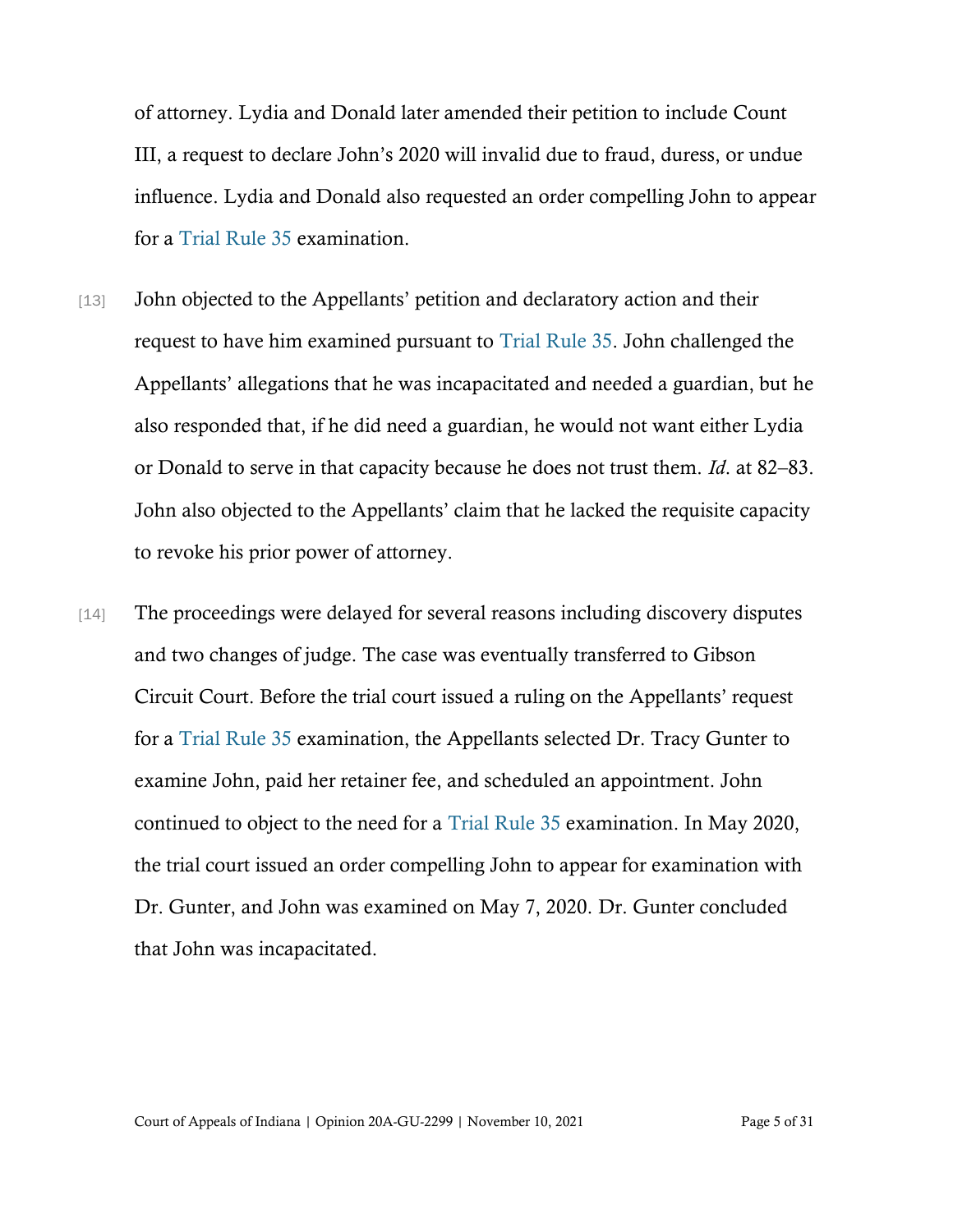of attorney. Lydia and Donald later amended their petition to include Count III, a request to declare John's 2020 will invalid due to fraud, duress, or undue influence. Lydia and Donald also requested an order compelling John to appear for a Trial Rule 35 examination.

[13] John objected to the Appellants' petition and declaratory action and their request to have him examined pursuant to Trial Rule 35. John challenged the Appellants' allegations that he was incapacitated and needed a guardian, but he also responded that, if he did need a guardian, he would not want either Lydia or Donald to serve in that capacity because he does not trust them. *Id*. at 82–83. John also objected to the Appellants' claim that he lacked the requisite capacity to revoke his prior power of attorney.

[14] The proceedings were delayed for several reasons including discovery disputes and two changes of judge. The case was eventually transferred to Gibson Circuit Court. Before the trial court issued a ruling on the Appellants' request for a Trial Rule 35 examination, the Appellants selected Dr. Tracy Gunter to examine John, paid her retainer fee, and scheduled an appointment. John continued to object to the need for a Trial Rule 35 examination. In May 2020, the trial court issued an order compelling John to appear for examination with Dr. Gunter, and John was examined on May 7, 2020. Dr. Gunter concluded that John was incapacitated.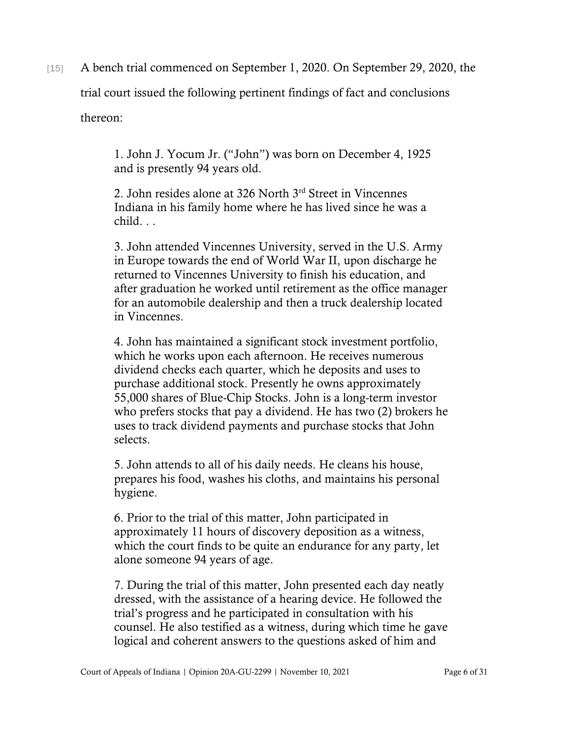[15] A bench trial commenced on September 1, 2020. On September 29, 2020, the trial court issued the following pertinent findings of fact and conclusions thereon:

> 1. John J. Yocum Jr. ("John") was born on December 4, 1925 and is presently 94 years old.
>
> 2. John resides alone at 326 North 3rd Street in Vincennes Indiana in his family home where he has lived since he was a child. . .
>
> 3. John attended Vincennes University, served in the U.S. Army in Europe towards the end of World War II, upon discharge he returned to Vincennes University to finish his education, and after graduation he worked until retirement as the office manager for an automobile dealership and then a truck dealership located in Vincennes.
>
> 4. John has maintained a significant stock investment portfolio, which he works upon each afternoon. He receives numerous dividend checks each quarter, which he deposits and uses to purchase additional stock. Presently he owns approximately 55,000 shares of Blue-Chip Stocks. John is a long-term investor who prefers stocks that pay a dividend. He has two (2) brokers he uses to track dividend payments and purchase stocks that John selects.
>
> 5. John attends to all of his daily needs. He cleans his house, prepares his food, washes his cloths, and maintains his personal hygiene.
>
> 6. Prior to the trial of this matter, John participated in approximately 11 hours of discovery deposition as a witness, which the court finds to be quite an endurance for any party, let alone someone 94 years of age.
>
> 7. During the trial of this matter, John presented each day neatly dressed, with the assistance of a hearing device. He followed the trial's progress and he participated in consultation with his counsel. He also testified as a witness, during which time he gave logical and coherent answers to the questions asked of him and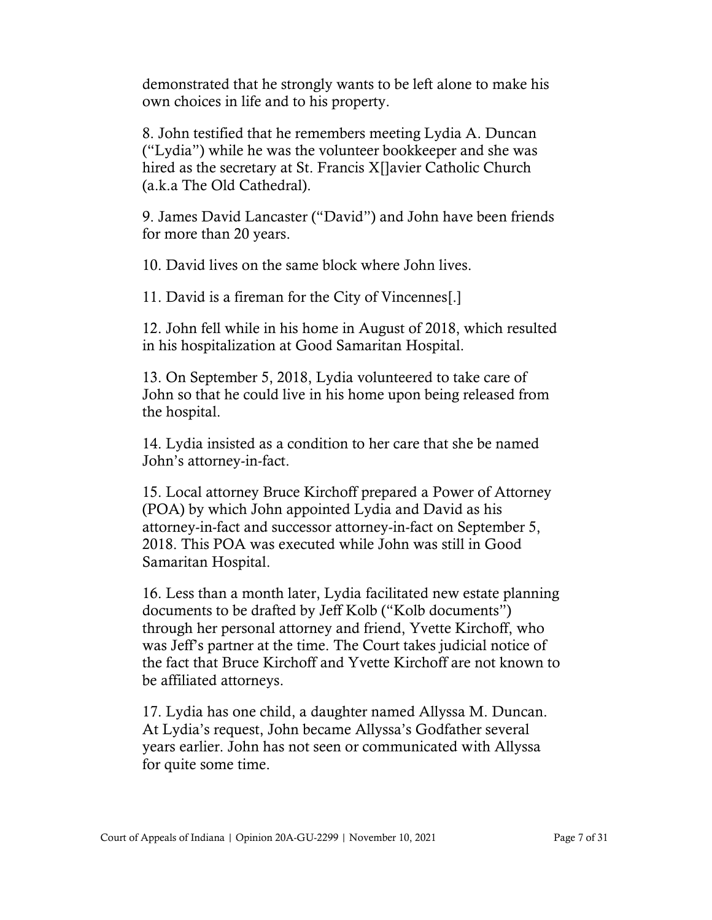demonstrated that he strongly wants to be left alone to make his own choices in life and to his property.

8. John testified that he remembers meeting Lydia A. Duncan ("Lydia") while he was the volunteer bookkeeper and she was hired as the secretary at St. Francis X[]avier Catholic Church (a.k.a The Old Cathedral).

9. James David Lancaster ("David") and John have been friends for more than 20 years.

10. David lives on the same block where John lives.

11. David is a fireman for the City of Vincennes[.]

12. John fell while in his home in August of 2018, which resulted in his hospitalization at Good Samaritan Hospital.

13. On September 5, 2018, Lydia volunteered to take care of John so that he could live in his home upon being released from the hospital.

14. Lydia insisted as a condition to her care that she be named John's attorney-in-fact.

15. Local attorney Bruce Kirchoff prepared a Power of Attorney (POA) by which John appointed Lydia and David as his attorney-in-fact and successor attorney-in-fact on September 5, 2018. This POA was executed while John was still in Good Samaritan Hospital.

16. Less than a month later, Lydia facilitated new estate planning documents to be drafted by Jeff Kolb ("Kolb documents") through her personal attorney and friend, Yvette Kirchoff, who was Jeff's partner at the time. The Court takes judicial notice of the fact that Bruce Kirchoff and Yvette Kirchoff are not known to be affiliated attorneys.

17. Lydia has one child, a daughter named Allyssa M. Duncan. At Lydia's request, John became Allyssa's Godfather several years earlier. John has not seen or communicated with Allyssa for quite some time.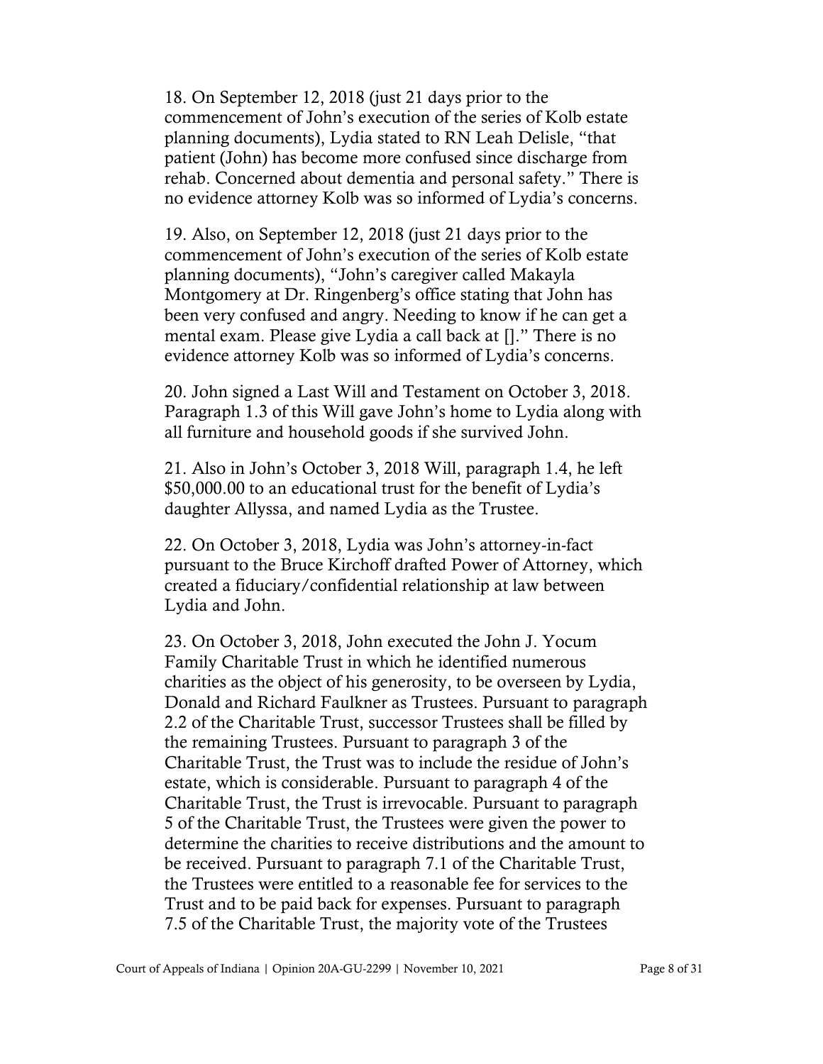18. On September 12, 2018 (just 21 days prior to the commencement of John's execution of the series of Kolb estate planning documents), Lydia stated to RN Leah Delisle, "that patient (John) has become more confused since discharge from rehab. Concerned about dementia and personal safety." There is no evidence attorney Kolb was so informed of Lydia's concerns.

19. Also, on September 12, 2018 (just 21 days prior to the commencement of John's execution of the series of Kolb estate planning documents), "John's caregiver called Makayla Montgomery at Dr. Ringenberg's office stating that John has been very confused and angry. Needing to know if he can get a mental exam. Please give Lydia a call back at []." There is no evidence attorney Kolb was so informed of Lydia's concerns.

20. John signed a Last Will and Testament on October 3, 2018. Paragraph 1.3 of this Will gave John's home to Lydia along with all furniture and household goods if she survived John.

21. Also in John's October 3, 2018 Will, paragraph 1.4, he left $50,000.00 to an educational trust for the benefit of Lydia's daughter Allyssa, and named Lydia as the Trustee.

22. On October 3, 2018, Lydia was John's attorney-in-fact pursuant to the Bruce Kirchoff drafted Power of Attorney, which created a fiduciary/confidential relationship at law between Lydia and John.

23. On October 3, 2018, John executed the John J. Yocum Family Charitable Trust in which he identified numerous charities as the object of his generosity, to be overseen by Lydia, Donald and Richard Faulkner as Trustees. Pursuant to paragraph 2.2 of the Charitable Trust, successor Trustees shall be filled by the remaining Trustees. Pursuant to paragraph 3 of the Charitable Trust, the Trust was to include the residue of John's estate, which is considerable. Pursuant to paragraph 4 of the Charitable Trust, the Trust is irrevocable. Pursuant to paragraph 5 of the Charitable Trust, the Trustees were given the power to determine the charities to receive distributions and the amount to be received. Pursuant to paragraph 7.1 of the Charitable Trust, the Trustees were entitled to a reasonable fee for services to the Trust and to be paid back for expenses. Pursuant to paragraph 7.5 of the Charitable Trust, the majority vote of the Trustees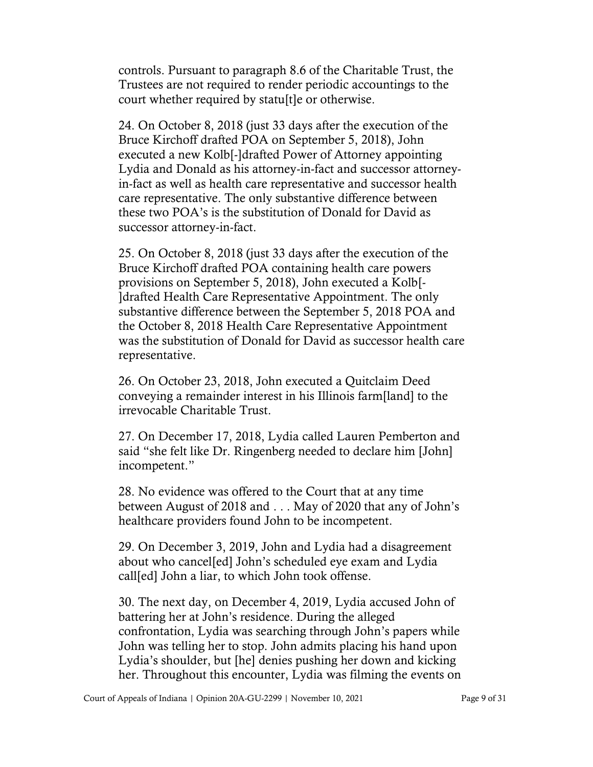controls. Pursuant to paragraph 8.6 of the Charitable Trust, the Trustees are not required to render periodic accountings to the court whether required by statu[t]e or otherwise.

24. On October 8, 2018 (just 33 days after the execution of the Bruce Kirchoff drafted POA on September 5, 2018), John executed a new Kolb[-]drafted Power of Attorney appointing Lydia and Donald as his attorney-in-fact and successor attorney-in-fact as well as health care representative and successor health care representative. The only substantive difference between these two POA's is the substitution of Donald for David as successor attorney-in-fact.

25. On October 8, 2018 (just 33 days after the execution of the Bruce Kirchoff drafted POA containing health care powers provisions on September 5, 2018), John executed a Kolb[-]drafted Health Care Representative Appointment. The only substantive difference between the September 5, 2018 POA and the October 8, 2018 Health Care Representative Appointment was the substitution of Donald for David as successor health care representative.

26. On October 23, 2018, John executed a Quitclaim Deed conveying a remainder interest in his Illinois farm[land] to the irrevocable Charitable Trust.

27. On December 17, 2018, Lydia called Lauren Pemberton and said "she felt like Dr. Ringenberg needed to declare him [John] incompetent."

28. No evidence was offered to the Court that at any time between August of 2018 and . . . May of 2020 that any of John's healthcare providers found John to be incompetent.

29. On December 3, 2019, John and Lydia had a disagreement about who cancel[ed] John's scheduled eye exam and Lydia call[ed] John a liar, to which John took offense.

30. The next day, on December 4, 2019, Lydia accused John of battering her at John's residence. During the alleged confrontation, Lydia was searching through John's papers while John was telling her to stop. John admits placing his hand upon Lydia's shoulder, but [he] denies pushing her down and kicking her. Throughout this encounter, Lydia was filming the events on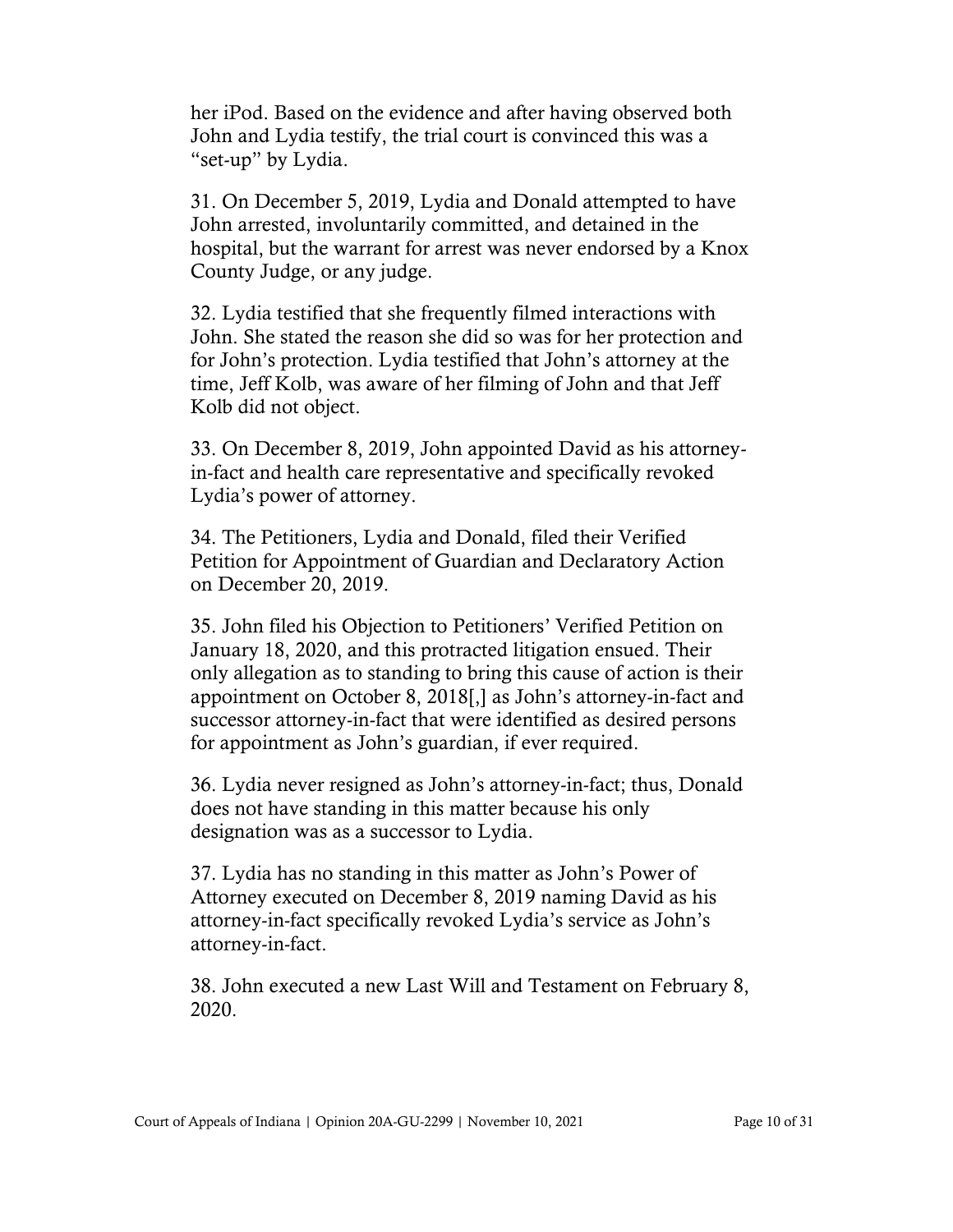her iPod. Based on the evidence and after having observed both John and Lydia testify, the trial court is convinced this was a "set-up" by Lydia.

31. On December 5, 2019, Lydia and Donald attempted to have John arrested, involuntarily committed, and detained in the hospital, but the warrant for arrest was never endorsed by a Knox County Judge, or any judge.

32. Lydia testified that she frequently filmed interactions with John. She stated the reason she did so was for her protection and for John's protection. Lydia testified that John's attorney at the time, Jeff Kolb, was aware of her filming of John and that Jeff Kolb did not object.

33. On December 8, 2019, John appointed David as his attorney-in-fact and health care representative and specifically revoked Lydia's power of attorney.

34. The Petitioners, Lydia and Donald, filed their Verified Petition for Appointment of Guardian and Declaratory Action on December 20, 2019.

35. John filed his Objection to Petitioners' Verified Petition on January 18, 2020, and this protracted litigation ensued. Their only allegation as to standing to bring this cause of action is their appointment on October 8, 2018[,] as John's attorney-in-fact and successor attorney-in-fact that were identified as desired persons for appointment as John's guardian, if ever required.

36. Lydia never resigned as John's attorney-in-fact; thus, Donald does not have standing in this matter because his only designation was as a successor to Lydia.

37. Lydia has no standing in this matter as John's Power of Attorney executed on December 8, 2019 naming David as his attorney-in-fact specifically revoked Lydia's service as John's attorney-in-fact.

38. John executed a new Last Will and Testament on February 8, 2020.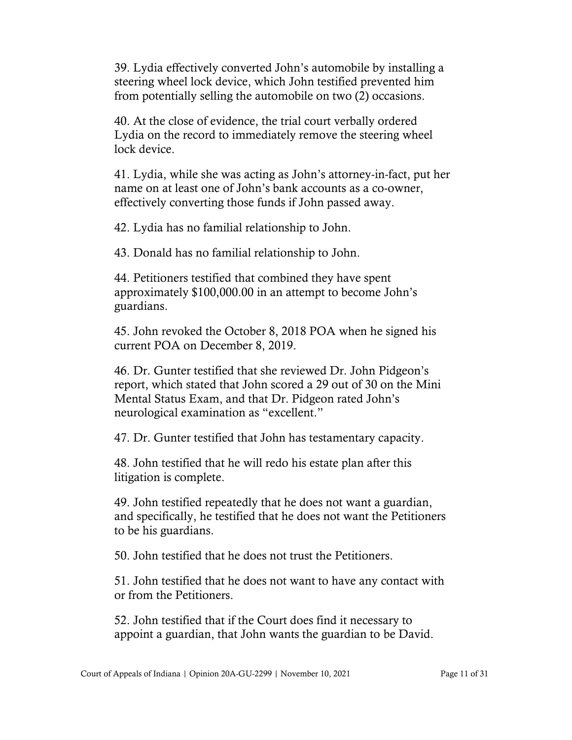39. Lydia effectively converted John's automobile by installing a steering wheel lock device, which John testified prevented him from potentially selling the automobile on two (2) occasions.

40. At the close of evidence, the trial court verbally ordered Lydia on the record to immediately remove the steering wheel lock device.

41. Lydia, while she was acting as John's attorney-in-fact, put her name on at least one of John's bank accounts as a co-owner, effectively converting those funds if John passed away.

42. Lydia has no familial relationship to John.

43. Donald has no familial relationship to John.

44. Petitioners testified that combined they have spent approximately $100,000.00 in an attempt to become John's guardians.

45. John revoked the October 8, 2018 POA when he signed his current POA on December 8, 2019.

46. Dr. Gunter testified that she reviewed Dr. John Pidgeon's report, which stated that John scored a 29 out of 30 on the Mini Mental Status Exam, and that Dr. Pidgeon rated John's neurological examination as "excellent."

47. Dr. Gunter testified that John has testamentary capacity.

48. John testified that he will redo his estate plan after this litigation is complete.

49. John testified repeatedly that he does not want a guardian, and specifically, he testified that he does not want the Petitioners to be his guardians.

50. John testified that he does not trust the Petitioners.

51. John testified that he does not want to have any contact with or from the Petitioners.

52. John testified that if the Court does find it necessary to appoint a guardian, that John wants the guardian to be David.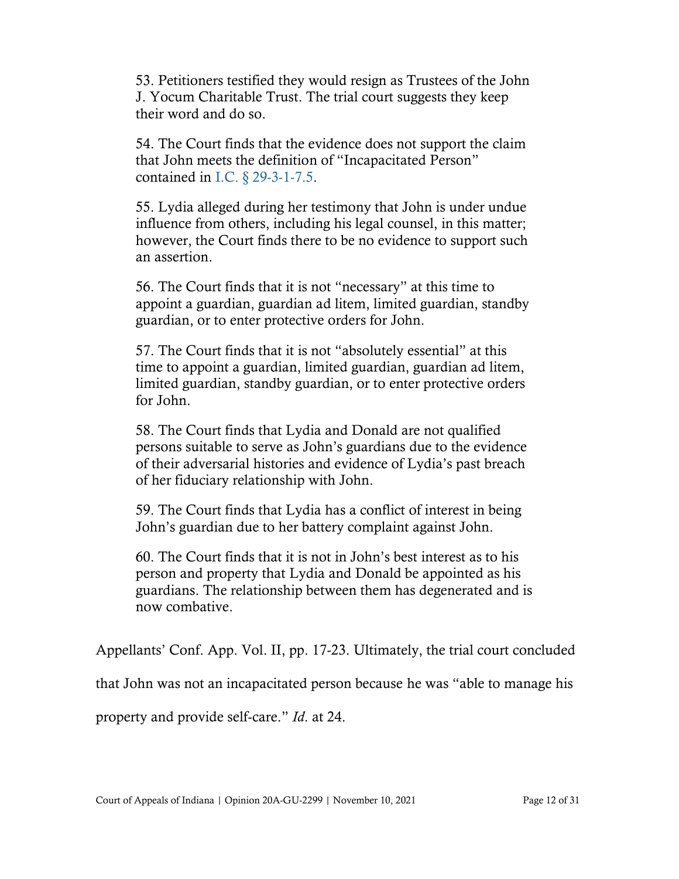> 53. Petitioners testified they would resign as Trustees of the John J. Yocum Charitable Trust. The trial court suggests they keep their word and do so.
>
> 54. The Court finds that the evidence does not support the claim that John meets the definition of "Incapacitated Person" contained in I.C. § 29-3-1-7.5.
>
> 55. Lydia alleged during her testimony that John is under undue influence from others, including his legal counsel, in this matter; however, the Court finds there to be no evidence to support such an assertion.
>
> 56. The Court finds that it is not "necessary" at this time to appoint a guardian, guardian ad litem, limited guardian, standby guardian, or to enter protective orders for John.
>
> 57. The Court finds that it is not "absolutely essential" at this time to appoint a guardian, limited guardian, guardian ad litem, limited guardian, standby guardian, or to enter protective orders for John.
>
> 58. The Court finds that Lydia and Donald are not qualified persons suitable to serve as John's guardians due to the evidence of their adversarial histories and evidence of Lydia's past breach of her fiduciary relationship with John.
>
> 59. The Court finds that Lydia has a conflict of interest in being John's guardian due to her battery complaint against John.
>
> 60. The Court finds that it is not in John's best interest as to his person and property that Lydia and Donald be appointed as his guardians. The relationship between them has degenerated and is now combative.

Appellants' Conf. App. Vol. II, pp. 17-23. Ultimately, the trial court concluded that John was not an incapacitated person because he was "able to manage his property and provide self-care." *Id.* at 24.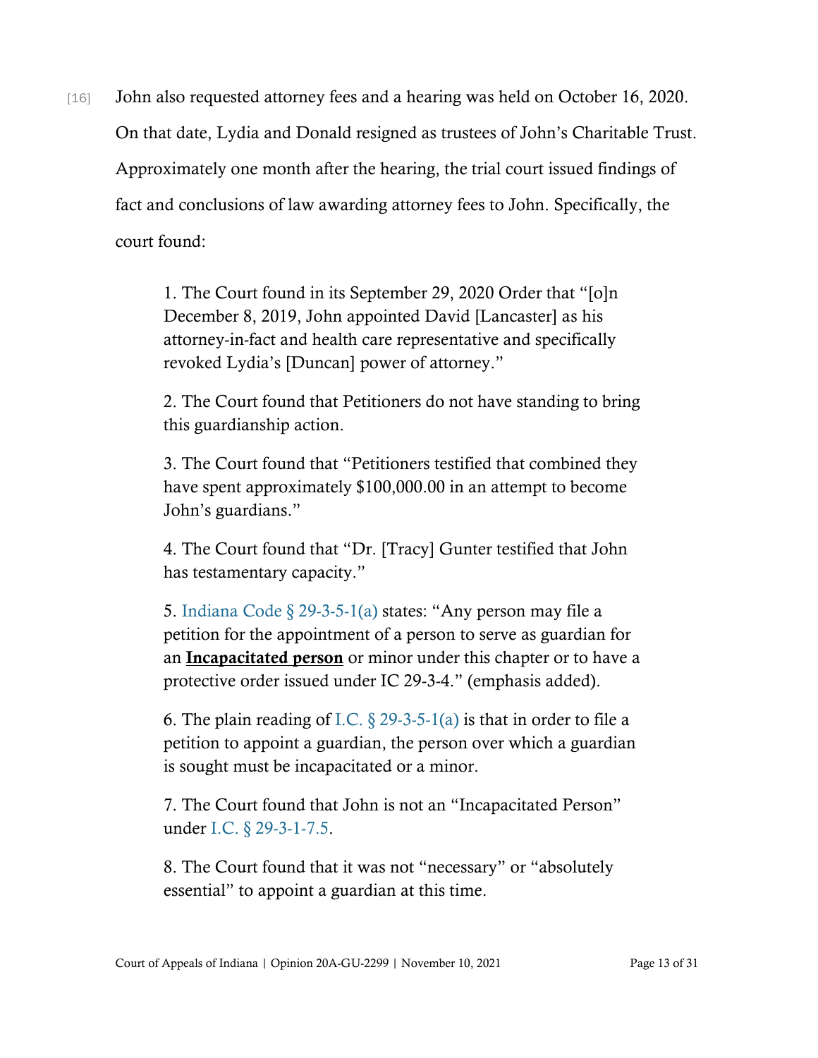[16] John also requested attorney fees and a hearing was held on October 16, 2020. On that date, Lydia and Donald resigned as trustees of John's Charitable Trust. Approximately one month after the hearing, the trial court issued findings of fact and conclusions of law awarding attorney fees to John. Specifically, the court found:

> 1. The Court found in its September 29, 2020 Order that "[o]n December 8, 2019, John appointed David [Lancaster] as his attorney-in-fact and health care representative and specifically revoked Lydia's [Duncan] power of attorney."
>
> 2. The Court found that Petitioners do not have standing to bring this guardianship action.
>
> 3. The Court found that "Petitioners testified that combined they have spent approximately $100,000.00 in an attempt to become John's guardians."
>
> 4. The Court found that "Dr. [Tracy] Gunter testified that John has testamentary capacity."
>
> 5. Indiana Code § 29-3-5-1(a) states: "Any person may file a petition for the appointment of a person to serve as guardian for an <u>**Incapacitated person**</u> or minor under this chapter or to have a protective order issued under IC 29-3-4." (emphasis added).
>
> 6. The plain reading of I.C. § 29-3-5-1(a) is that in order to file a petition to appoint a guardian, the person over which a guardian is sought must be incapacitated or a minor.
>
> 7. The Court found that John is not an "Incapacitated Person" under I.C. § 29-3-1-7.5.
>
> 8. The Court found that it was not "necessary" or "absolutely essential" to appoint a guardian at this time.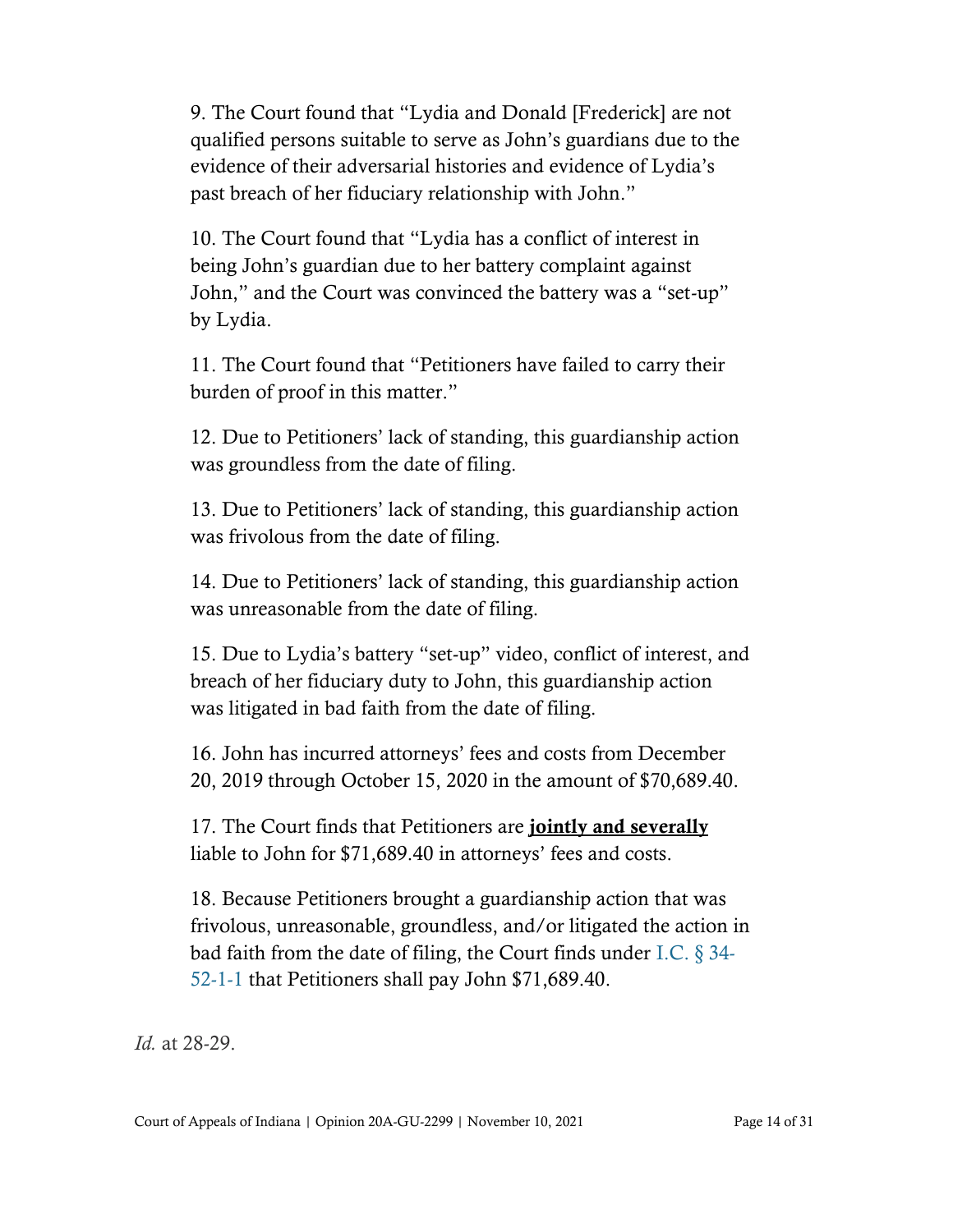9. The Court found that "Lydia and Donald [Frederick] are not qualified persons suitable to serve as John's guardians due to the evidence of their adversarial histories and evidence of Lydia's past breach of her fiduciary relationship with John."

10. The Court found that "Lydia has a conflict of interest in being John's guardian due to her battery complaint against John," and the Court was convinced the battery was a "set-up" by Lydia.

11. The Court found that "Petitioners have failed to carry their burden of proof in this matter."

12. Due to Petitioners' lack of standing, this guardianship action was groundless from the date of filing.

13. Due to Petitioners' lack of standing, this guardianship action was frivolous from the date of filing.

14. Due to Petitioners' lack of standing, this guardianship action was unreasonable from the date of filing.

15. Due to Lydia's battery "set-up" video, conflict of interest, and breach of her fiduciary duty to John, this guardianship action was litigated in bad faith from the date of filing.

16. John has incurred attorneys' fees and costs from December 20, 2019 through October 15, 2020 in the amount of $70,689.40.

17. The Court finds that Petitioners are **jointly and severally** liable to John for $71,689.40 in attorneys' fees and costs.

18. Because Petitioners brought a guardianship action that was frivolous, unreasonable, groundless, and/or litigated the action in bad faith from the date of filing, the Court finds under I.C. § 34-52-1-1 that Petitioners shall pay John $71,689.40.

*Id.* at 28-29.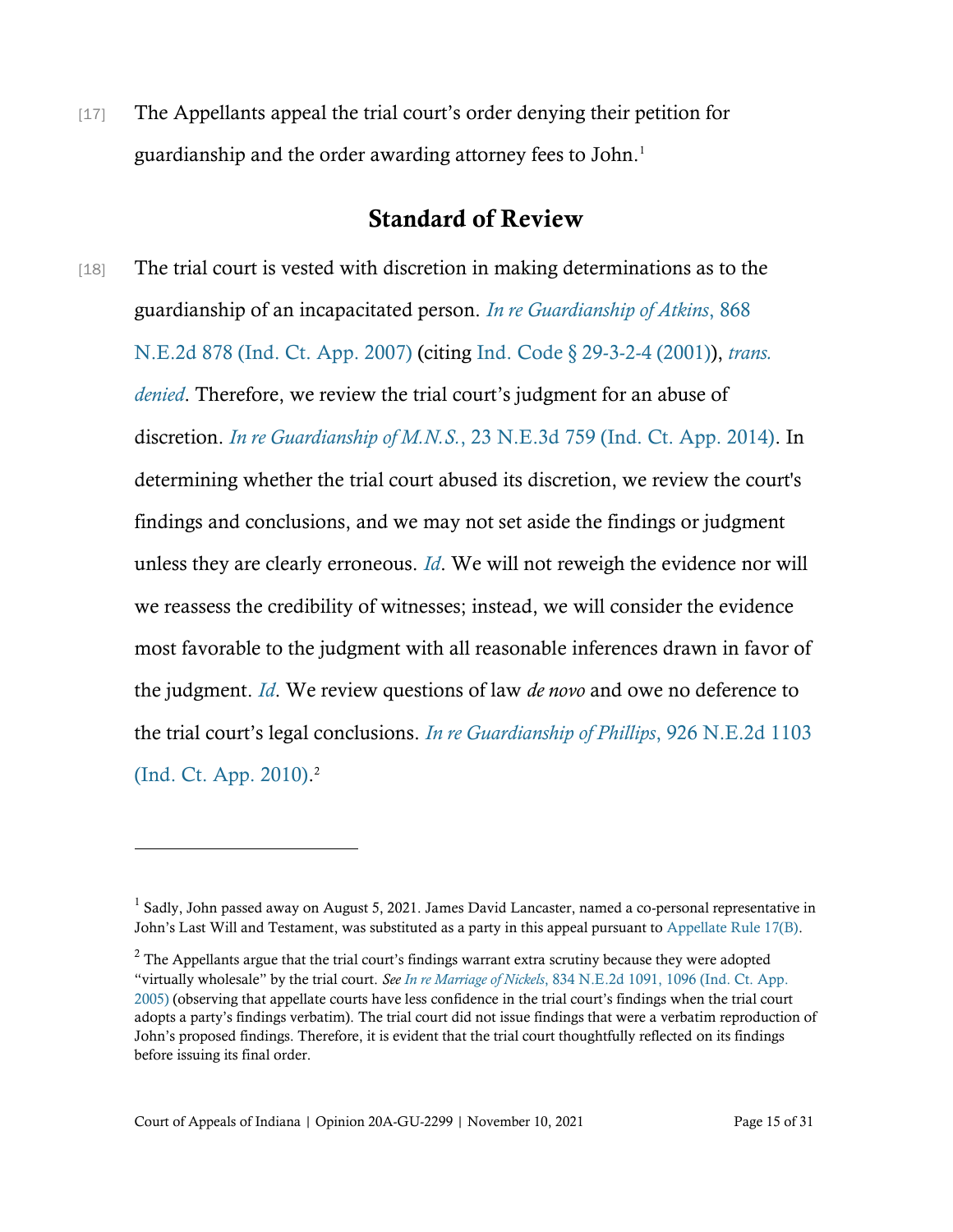[17] The Appellants appeal the trial court's order denying their petition for guardianship and the order awarding attorney fees to John.[1]

## Standard of Review

[18] The trial court is vested with discretion in making determinations as to the guardianship of an incapacitated person. *In re Guardianship of Atkins*, 868 N.E.2d 878 (Ind. Ct. App. 2007) (citing Ind. Code § 29-3-2-4 (2001)), *trans. denied*. Therefore, we review the trial court's judgment for an abuse of discretion. *In re Guardianship of M.N.S.*, 23 N.E.3d 759 (Ind. Ct. App. 2014). In determining whether the trial court abused its discretion, we review the court's findings and conclusions, and we may not set aside the findings or judgment unless they are clearly erroneous. *Id*. We will not reweigh the evidence nor will we reassess the credibility of witnesses; instead, we will consider the evidence most favorable to the judgment with all reasonable inferences drawn in favor of the judgment. *Id*. We review questions of law *de novo* and owe no deference to the trial court's legal conclusions. *In re Guardianship of Phillips*, 926 N.E.2d 1103 (Ind. Ct. App. 2010).[2]

---

[1] Sadly, John passed away on August 5, 2021. James David Lancaster, named a co-personal representative in John's Last Will and Testament, was substituted as a party in this appeal pursuant to Appellate Rule 17(B).

[2] The Appellants argue that the trial court's findings warrant extra scrutiny because they were adopted "virtually wholesale" by the trial court. *See In re Marriage of Nickels*, 834 N.E.2d 1091, 1096 (Ind. Ct. App. 2005) (observing that appellate courts have less confidence in the trial court's findings when the trial court adopts a party's findings verbatim). The trial court did not issue findings that were a verbatim reproduction of John's proposed findings. Therefore, it is evident that the trial court thoughtfully reflected on its findings before issuing its final order.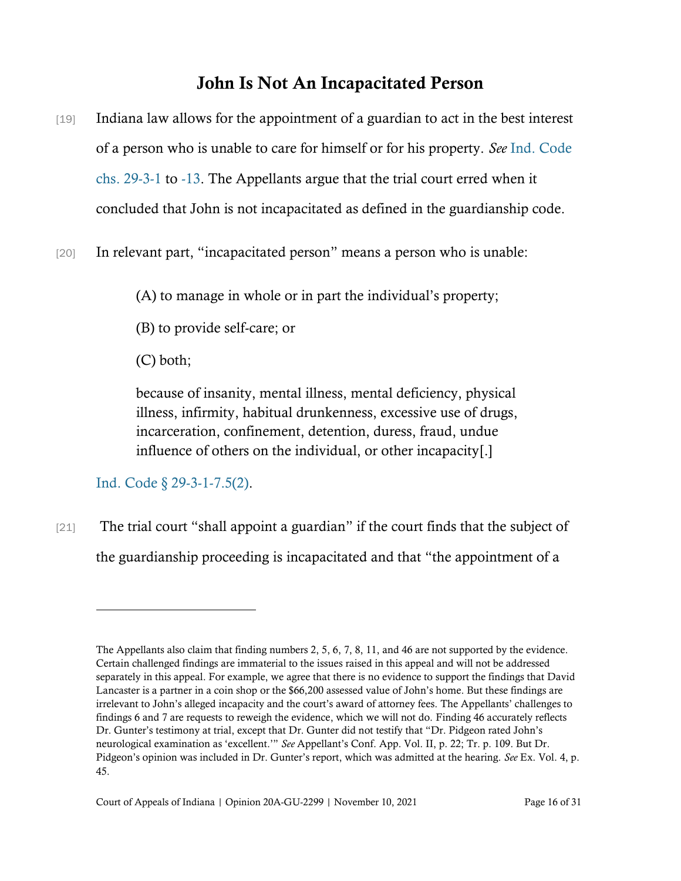## John Is Not An Incapacitated Person

[19] Indiana law allows for the appointment of a guardian to act in the best interest of a person who is unable to care for himself or for his property. *See* Ind. Code chs. 29-3-1 to -13. The Appellants argue that the trial court erred when it concluded that John is not incapacitated as defined in the guardianship code.

[20] In relevant part, "incapacitated person" means a person who is unable:

> (A) to manage in whole or in part the individual's property;
>
> (B) to provide self-care; or
>
> (C) both;
>
> because of insanity, mental illness, mental deficiency, physical illness, infirmity, habitual drunkenness, excessive use of drugs, incarceration, confinement, detention, duress, fraud, undue influence of others on the individual, or other incapacity[.]

Ind. Code § 29-3-1-7.5(2).

[21] The trial court "shall appoint a guardian" if the court finds that the subject of the guardianship proceeding is incapacitated and that "the appointment of a

---

The Appellants also claim that finding numbers 2, 5, 6, 7, 8, 11, and 46 are not supported by the evidence. Certain challenged findings are immaterial to the issues raised in this appeal and will not be addressed separately in this appeal. For example, we agree that there is no evidence to support the findings that David Lancaster is a partner in a coin shop or the $66,200 assessed value of John's home. But these findings are irrelevant to John's alleged incapacity and the court's award of attorney fees. The Appellants' challenges to findings 6 and 7 are requests to reweigh the evidence, which we will not do. Finding 46 accurately reflects Dr. Gunter's testimony at trial, except that Dr. Gunter did not testify that "Dr. Pidgeon rated John's neurological examination as 'excellent.'" *See* Appellant's Conf. App. Vol. II, p. 22; Tr. p. 109. But Dr. Pidgeon's opinion was included in Dr. Gunter's report, which was admitted at the hearing. *See* Ex. Vol. 4, p. 45.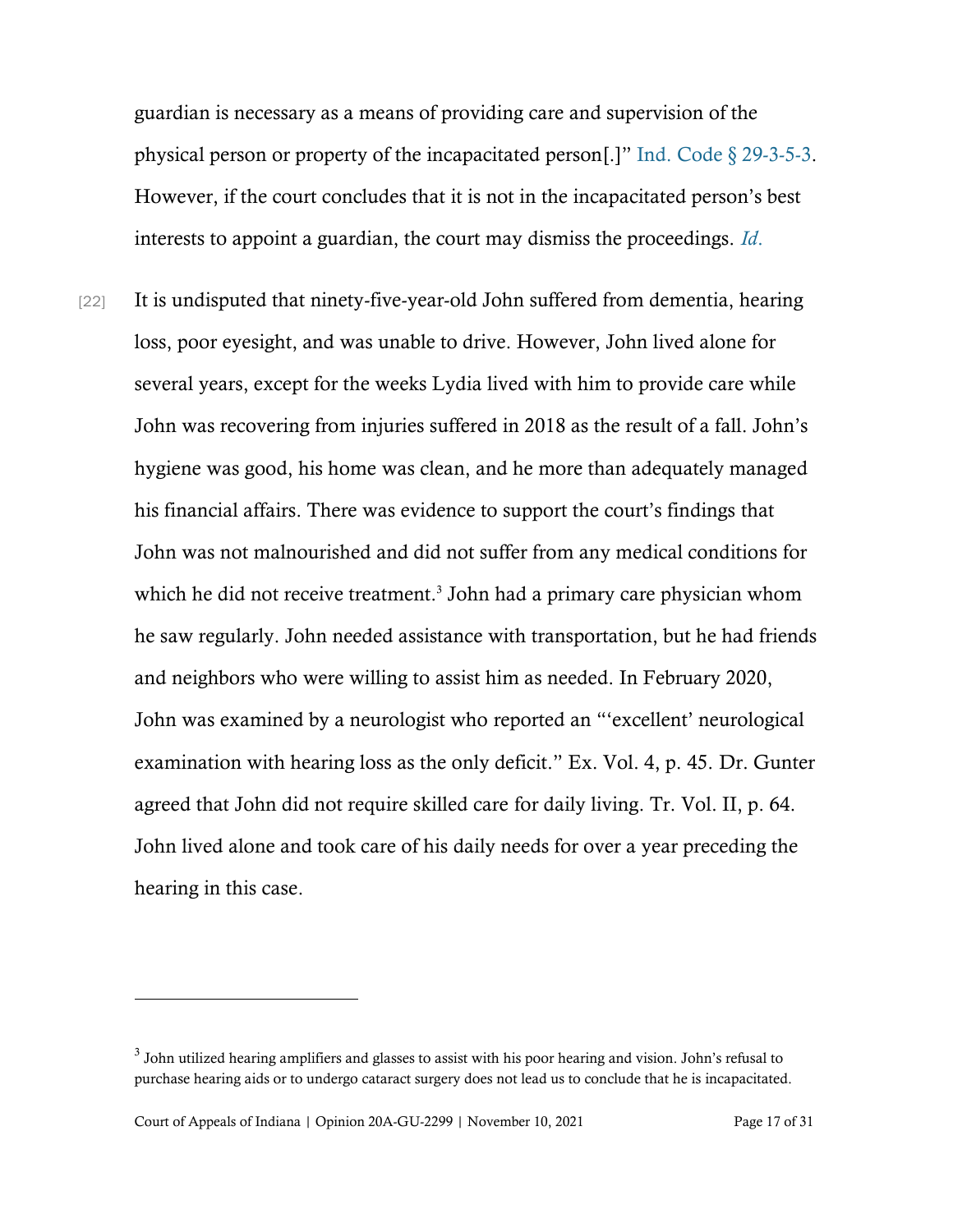guardian is necessary as a means of providing care and supervision of the physical person or property of the incapacitated person[.]" Ind. Code § 29-3-5-3. However, if the court concludes that it is not in the incapacitated person's best interests to appoint a guardian, the court may dismiss the proceedings. *Id*.

[22] It is undisputed that ninety-five-year-old John suffered from dementia, hearing loss, poor eyesight, and was unable to drive. However, John lived alone for several years, except for the weeks Lydia lived with him to provide care while John was recovering from injuries suffered in 2018 as the result of a fall. John's hygiene was good, his home was clean, and he more than adequately managed his financial affairs. There was evidence to support the court's findings that John was not malnourished and did not suffer from any medical conditions for which he did not receive treatment.[3] John had a primary care physician whom he saw regularly. John needed assistance with transportation, but he had friends and neighbors who were willing to assist him as needed. In February 2020, John was examined by a neurologist who reported an "'excellent' neurological examination with hearing loss as the only deficit." Ex. Vol. 4, p. 45. Dr. Gunter agreed that John did not require skilled care for daily living. Tr. Vol. II, p. 64. John lived alone and took care of his daily needs for over a year preceding the hearing in this case.

---

[3] John utilized hearing amplifiers and glasses to assist with his poor hearing and vision. John's refusal to purchase hearing aids or to undergo cataract surgery does not lead us to conclude that he is incapacitated.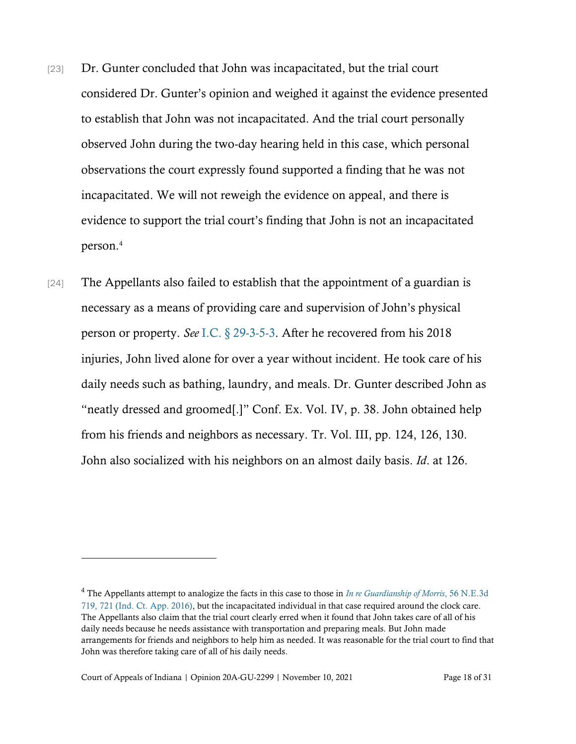[23] Dr. Gunter concluded that John was incapacitated, but the trial court considered Dr. Gunter's opinion and weighed it against the evidence presented to establish that John was not incapacitated. And the trial court personally observed John during the two-day hearing held in this case, which personal observations the court expressly found supported a finding that he was not incapacitated. We will not reweigh the evidence on appeal, and there is evidence to support the trial court's finding that John is not an incapacitated person.[4]

[24] The Appellants also failed to establish that the appointment of a guardian is necessary as a means of providing care and supervision of John's physical person or property. *See* I.C. § 29-3-5-3. After he recovered from his 2018 injuries, John lived alone for over a year without incident. He took care of his daily needs such as bathing, laundry, and meals. Dr. Gunter described John as "neatly dressed and groomed[.]" Conf. Ex. Vol. IV, p. 38. John obtained help from his friends and neighbors as necessary. Tr. Vol. III, pp. 124, 126, 130. John also socialized with his neighbors on an almost daily basis. *Id*. at 126.

---

[4] The Appellants attempt to analogize the facts in this case to those in *In re Guardianship of Morris*, 56 N.E.3d 719, 721 (Ind. Ct. App. 2016), but the incapacitated individual in that case required around the clock care. The Appellants also claim that the trial court clearly erred when it found that John takes care of all of his daily needs because he needs assistance with transportation and preparing meals. But John made arrangements for friends and neighbors to help him as needed. It was reasonable for the trial court to find that John was therefore taking care of all of his daily needs.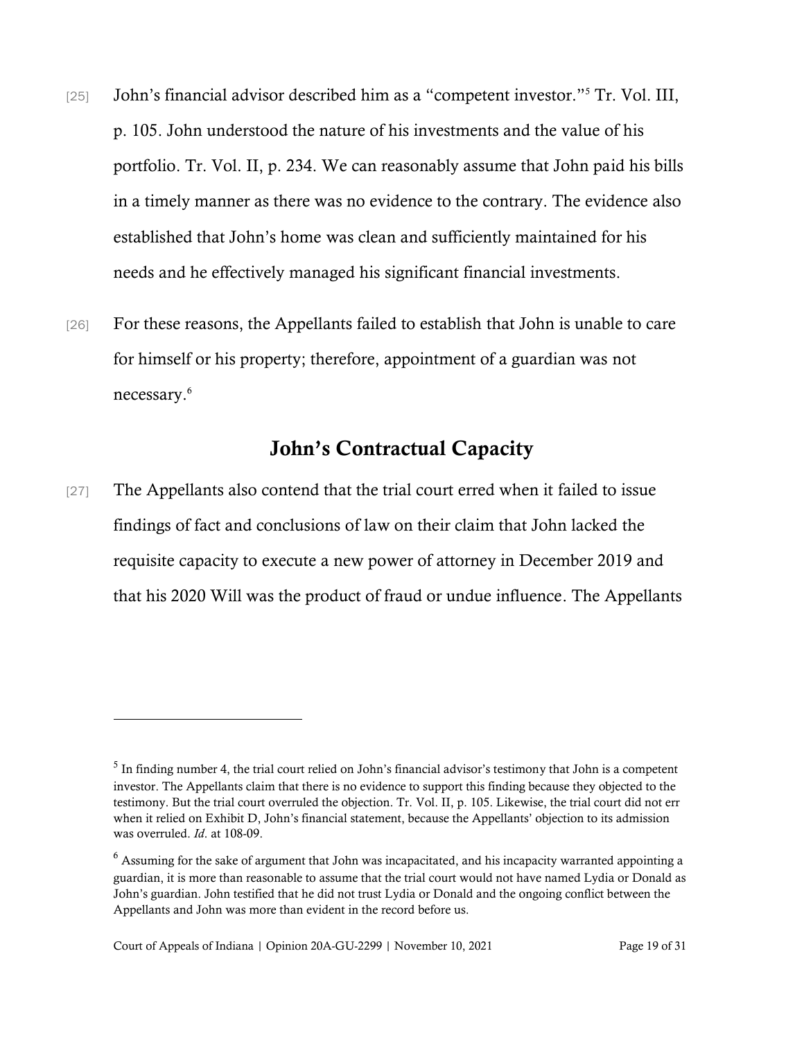[25] John's financial advisor described him as a "competent investor."[5] Tr. Vol. III, p. 105. John understood the nature of his investments and the value of his portfolio. Tr. Vol. II, p. 234. We can reasonably assume that John paid his bills in a timely manner as there was no evidence to the contrary. The evidence also established that John's home was clean and sufficiently maintained for his needs and he effectively managed his significant financial investments.

[26] For these reasons, the Appellants failed to establish that John is unable to care for himself or his property; therefore, appointment of a guardian was not necessary.[6]

## John's Contractual Capacity

[27] The Appellants also contend that the trial court erred when it failed to issue findings of fact and conclusions of law on their claim that John lacked the requisite capacity to execute a new power of attorney in December 2019 and that his 2020 Will was the product of fraud or undue influence. The Appellants

---

[5] In finding number 4, the trial court relied on John's financial advisor's testimony that John is a competent investor. The Appellants claim that there is no evidence to support this finding because they objected to the testimony. But the trial court overruled the objection. Tr. Vol. II, p. 105. Likewise, the trial court did not err when it relied on Exhibit D, John's financial statement, because the Appellants' objection to its admission was overruled. *Id*. at 108-09.

[6] Assuming for the sake of argument that John was incapacitated, and his incapacity warranted appointing a guardian, it is more than reasonable to assume that the trial court would not have named Lydia or Donald as John's guardian. John testified that he did not trust Lydia or Donald and the ongoing conflict between the Appellants and John was more than evident in the record before us.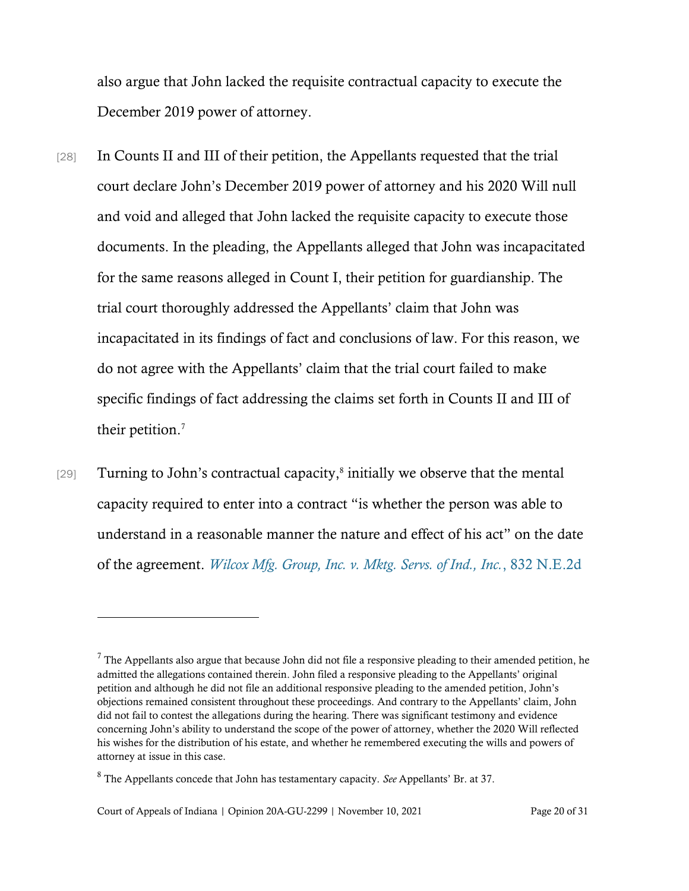also argue that John lacked the requisite contractual capacity to execute the December 2019 power of attorney.

[28] In Counts II and III of their petition, the Appellants requested that the trial court declare John's December 2019 power of attorney and his 2020 Will null and void and alleged that John lacked the requisite capacity to execute those documents. In the pleading, the Appellants alleged that John was incapacitated for the same reasons alleged in Count I, their petition for guardianship. The trial court thoroughly addressed the Appellants' claim that John was incapacitated in its findings of fact and conclusions of law. For this reason, we do not agree with the Appellants' claim that the trial court failed to make specific findings of fact addressing the claims set forth in Counts II and III of their petition.[7]

[29] Turning to John's contractual capacity,[8] initially we observe that the mental capacity required to enter into a contract "is whether the person was able to understand in a reasonable manner the nature and effect of his act" on the date of the agreement. *Wilcox Mfg. Group, Inc. v. Mktg. Servs. of Ind., Inc.*, 832 N.E.2d

---

[7] The Appellants also argue that because John did not file a responsive pleading to their amended petition, he admitted the allegations contained therein. John filed a responsive pleading to the Appellants' original petition and although he did not file an additional responsive pleading to the amended petition, John's objections remained consistent throughout these proceedings. And contrary to the Appellants' claim, John did not fail to contest the allegations during the hearing. There was significant testimony and evidence concerning John's ability to understand the scope of the power of attorney, whether the 2020 Will reflected his wishes for the distribution of his estate, and whether he remembered executing the wills and powers of attorney at issue in this case.

[8] The Appellants concede that John has testamentary capacity. *See* Appellants' Br. at 37.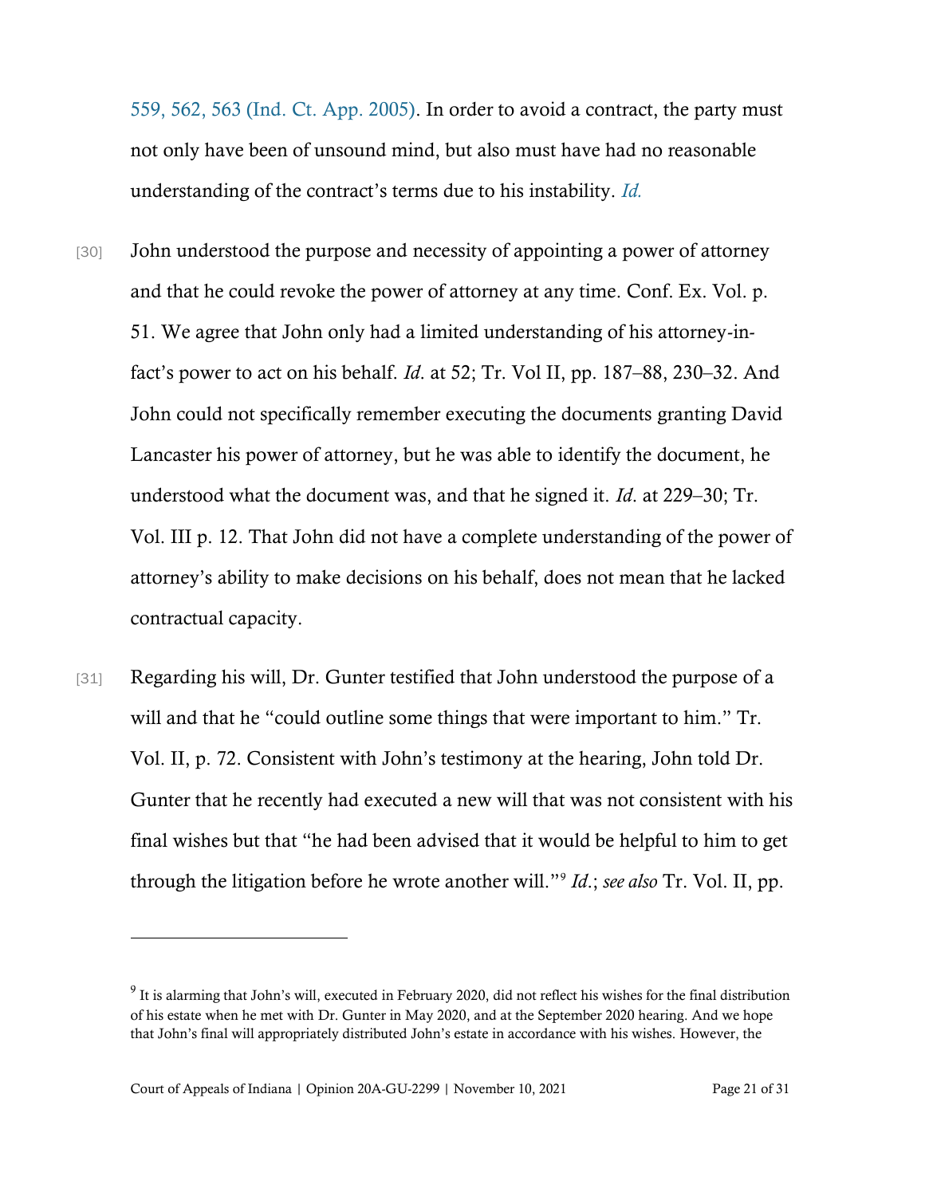559, 562, 563 (Ind. Ct. App. 2005). In order to avoid a contract, the party must not only have been of unsound mind, but also must have had no reasonable understanding of the contract's terms due to his instability. *Id.*

[30] John understood the purpose and necessity of appointing a power of attorney and that he could revoke the power of attorney at any time. Conf. Ex. Vol. p. 51. We agree that John only had a limited understanding of his attorney-in-fact's power to act on his behalf. *Id*. at 52; Tr. Vol II, pp. 187–88, 230–32. And John could not specifically remember executing the documents granting David Lancaster his power of attorney, but he was able to identify the document, he understood what the document was, and that he signed it. *Id*. at 229–30; Tr. Vol. III p. 12. That John did not have a complete understanding of the power of attorney's ability to make decisions on his behalf, does not mean that he lacked contractual capacity.

[31] Regarding his will, Dr. Gunter testified that John understood the purpose of a will and that he "could outline some things that were important to him." Tr. Vol. II, p. 72. Consistent with John's testimony at the hearing, John told Dr. Gunter that he recently had executed a new will that was not consistent with his final wishes but that "he had been advised that it would be helpful to him to get through the litigation before he wrote another will."[9] *Id*.; *see also* Tr. Vol. II, pp.

---

[9] It is alarming that John's will, executed in February 2020, did not reflect his wishes for the final distribution of his estate when he met with Dr. Gunter in May 2020, and at the September 2020 hearing. And we hope that John's final will appropriately distributed John's estate in accordance with his wishes. However, the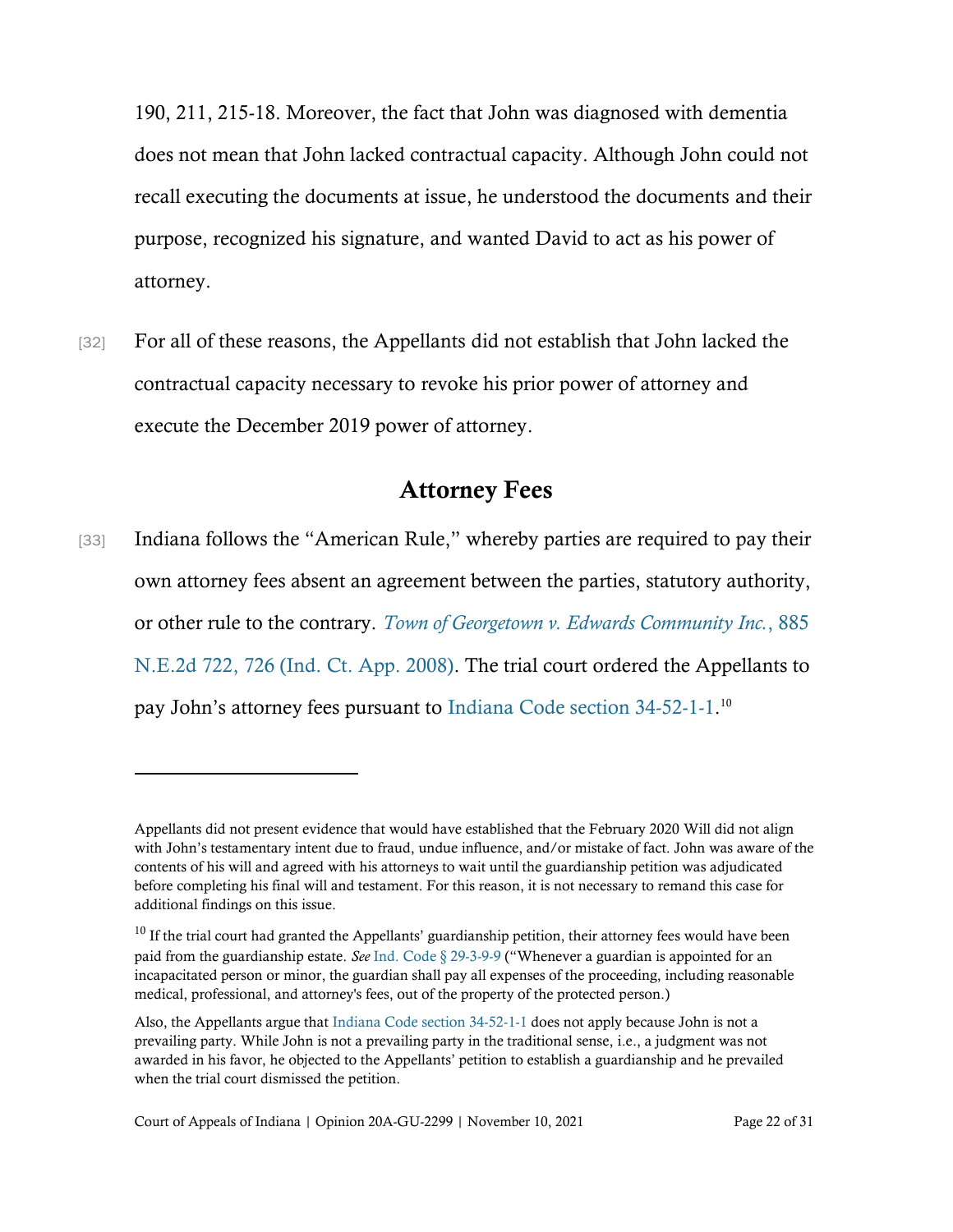190, 211, 215-18. Moreover, the fact that John was diagnosed with dementia does not mean that John lacked contractual capacity. Although John could not recall executing the documents at issue, he understood the documents and their purpose, recognized his signature, and wanted David to act as his power of attorney.

[32] For all of these reasons, the Appellants did not establish that John lacked the contractual capacity necessary to revoke his prior power of attorney and execute the December 2019 power of attorney.

## Attorney Fees

[33] Indiana follows the "American Rule," whereby parties are required to pay their own attorney fees absent an agreement between the parties, statutory authority, or other rule to the contrary. *Town of Georgetown v. Edwards Community Inc.*, 885 N.E.2d 722, 726 (Ind. Ct. App. 2008). The trial court ordered the Appellants to pay John's attorney fees pursuant to Indiana Code section 34-52-1-1.[10]

---

Appellants did not present evidence that would have established that the February 2020 Will did not align with John's testamentary intent due to fraud, undue influence, and/or mistake of fact. John was aware of the contents of his will and agreed with his attorneys to wait until the guardianship petition was adjudicated before completing his final will and testament. For this reason, it is not necessary to remand this case for additional findings on this issue.

[10] If the trial court had granted the Appellants' guardianship petition, their attorney fees would have been paid from the guardianship estate. *See* Ind. Code § 29-3-9-9 ("Whenever a guardian is appointed for an incapacitated person or minor, the guardian shall pay all expenses of the proceeding, including reasonable medical, professional, and attorney's fees, out of the property of the protected person.)

Also, the Appellants argue that Indiana Code section 34-52-1-1 does not apply because John is not a prevailing party. While John is not a prevailing party in the traditional sense, i.e., a judgment was not awarded in his favor, he objected to the Appellants' petition to establish a guardianship and he prevailed when the trial court dismissed the petition.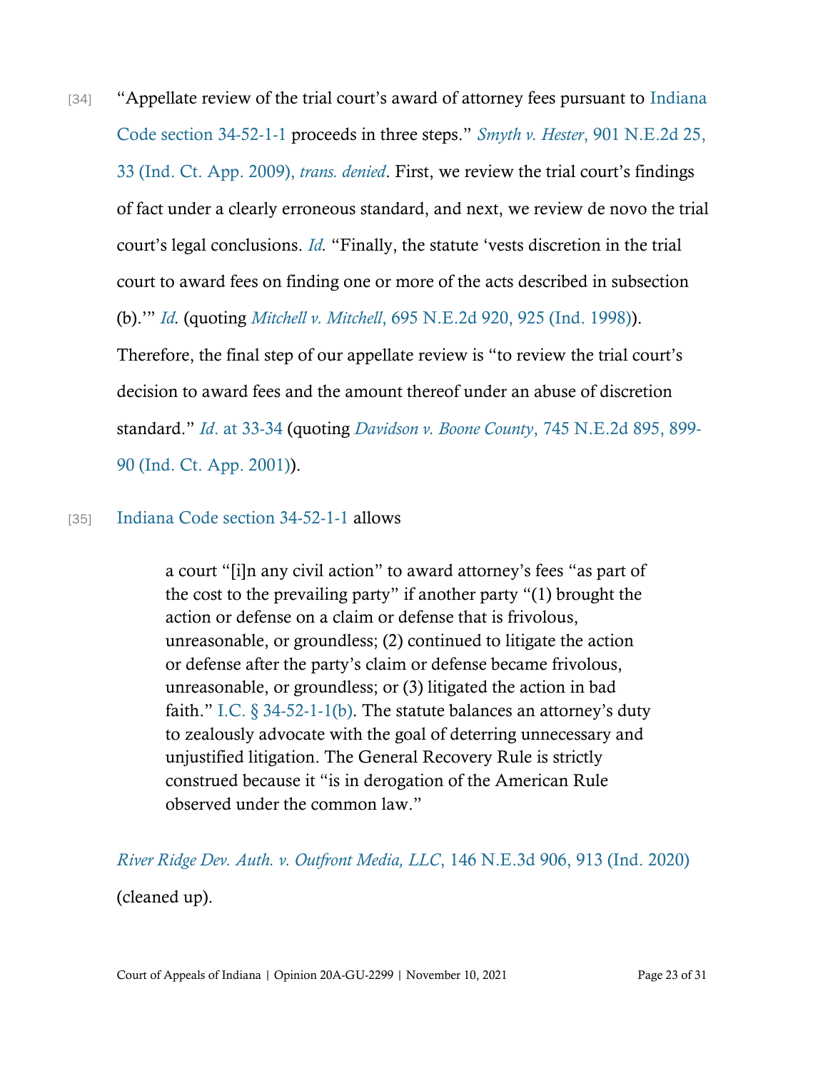[34] "Appellate review of the trial court's award of attorney fees pursuant to Indiana Code section 34-52-1-1 proceeds in three steps." *Smyth v. Hester*, 901 N.E.2d 25, 33 (Ind. Ct. App. 2009), *trans. denied*. First, we review the trial court's findings of fact under a clearly erroneous standard, and next, we review de novo the trial court's legal conclusions. *Id.* "Finally, the statute 'vests discretion in the trial court to award fees on finding one or more of the acts described in subsection (b).'" *Id.* (quoting *Mitchell v. Mitchell*, 695 N.E.2d 920, 925 (Ind. 1998)). Therefore, the final step of our appellate review is "to review the trial court's decision to award fees and the amount thereof under an abuse of discretion standard." *Id*. at 33-34 (quoting *Davidson v. Boone County*, 745 N.E.2d 895, 899-90 (Ind. Ct. App. 2001)).

[35] Indiana Code section 34-52-1-1 allows

> a court "[i]n any civil action" to award attorney's fees "as part of the cost to the prevailing party" if another party "(1) brought the action or defense on a claim or defense that is frivolous, unreasonable, or groundless; (2) continued to litigate the action or defense after the party's claim or defense became frivolous, unreasonable, or groundless; or (3) litigated the action in bad faith." I.C. § 34-52-1-1(b). The statute balances an attorney's duty to zealously advocate with the goal of deterring unnecessary and unjustified litigation. The General Recovery Rule is strictly construed because it "is in derogation of the American Rule observed under the common law."

*River Ridge Dev. Auth. v. Outfront Media, LLC*, 146 N.E.3d 906, 913 (Ind. 2020) (cleaned up).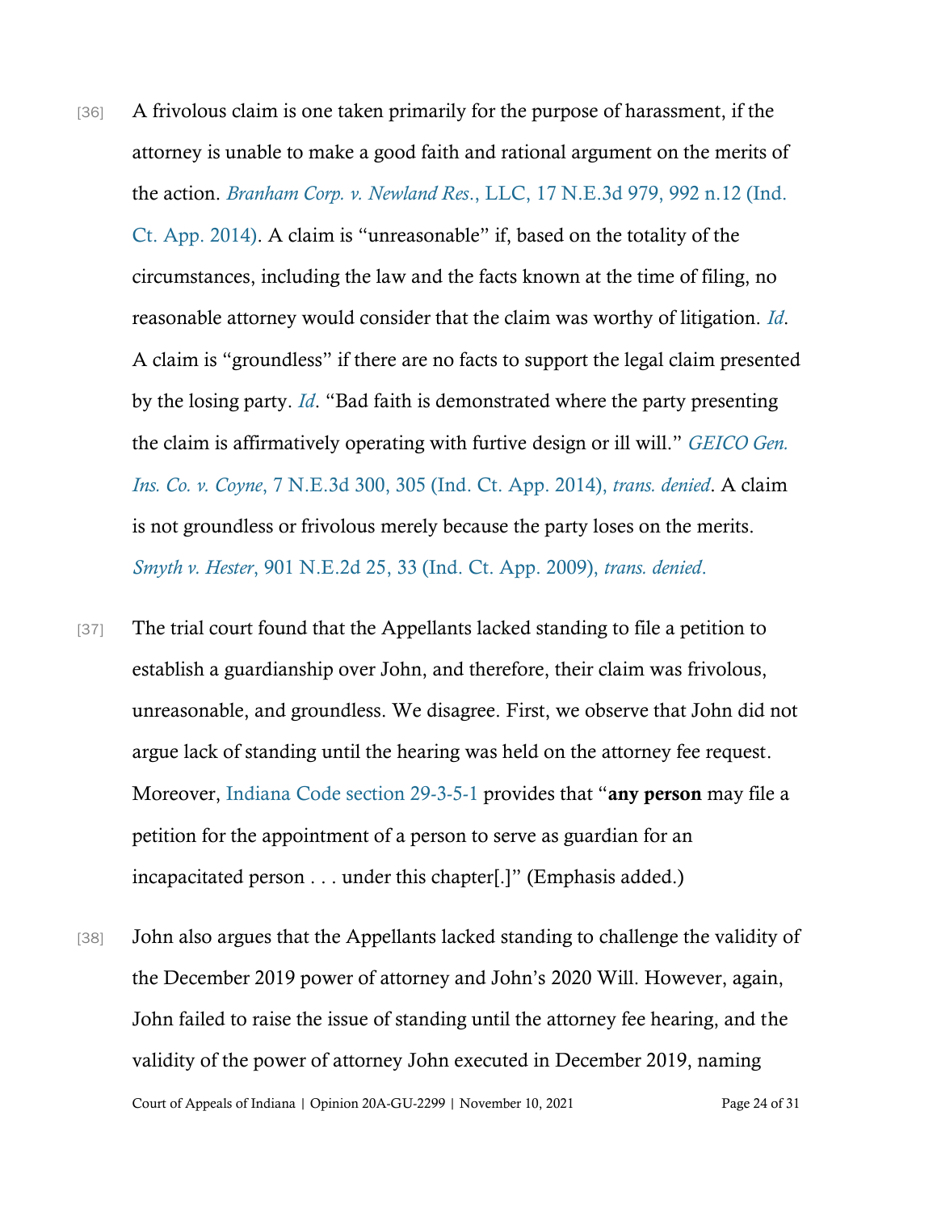[36] A frivolous claim is one taken primarily for the purpose of harassment, if the attorney is unable to make a good faith and rational argument on the merits of the action. *Branham Corp. v. Newland Res*., LLC, 17 N.E.3d 979, 992 n.12 (Ind. Ct. App. 2014). A claim is "unreasonable" if, based on the totality of the circumstances, including the law and the facts known at the time of filing, no reasonable attorney would consider that the claim was worthy of litigation. *Id*. A claim is "groundless" if there are no facts to support the legal claim presented by the losing party. *Id*. "Bad faith is demonstrated where the party presenting the claim is affirmatively operating with furtive design or ill will." *GEICO Gen. Ins. Co. v. Coyne*, 7 N.E.3d 300, 305 (Ind. Ct. App. 2014), *trans. denied*. A claim is not groundless or frivolous merely because the party loses on the merits. *Smyth v. Hester*, 901 N.E.2d 25, 33 (Ind. Ct. App. 2009), *trans. denied*.

[37] The trial court found that the Appellants lacked standing to file a petition to establish a guardianship over John, and therefore, their claim was frivolous, unreasonable, and groundless. We disagree. First, we observe that John did not argue lack of standing until the hearing was held on the attorney fee request. Moreover, Indiana Code section 29-3-5-1 provides that "**any person** may file a petition for the appointment of a person to serve as guardian for an incapacitated person . . . under this chapter[.]" (Emphasis added.)

[38] John also argues that the Appellants lacked standing to challenge the validity of the December 2019 power of attorney and John's 2020 Will. However, again, John failed to raise the issue of standing until the attorney fee hearing, and the validity of the power of attorney John executed in December 2019, naming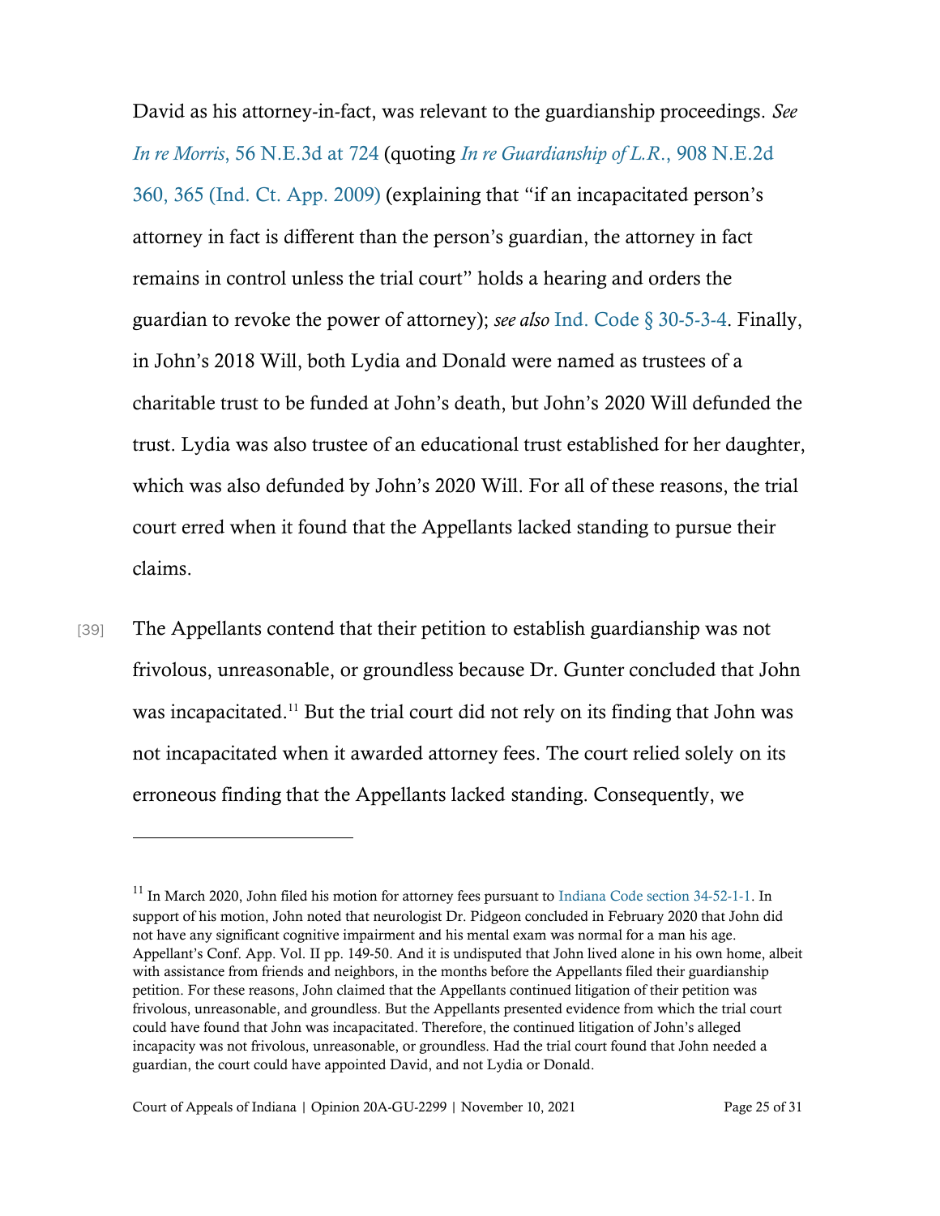David as his attorney-in-fact, was relevant to the guardianship proceedings. *See In re Morris*, 56 N.E.3d at 724 (quoting *In re Guardianship of L.R.*, 908 N.E.2d 360, 365 (Ind. Ct. App. 2009) (explaining that "if an incapacitated person's attorney in fact is different than the person's guardian, the attorney in fact remains in control unless the trial court" holds a hearing and orders the guardian to revoke the power of attorney); *see also* Ind. Code § 30-5-3-4. Finally, in John's 2018 Will, both Lydia and Donald were named as trustees of a charitable trust to be funded at John's death, but John's 2020 Will defunded the trust. Lydia was also trustee of an educational trust established for her daughter, which was also defunded by John's 2020 Will. For all of these reasons, the trial court erred when it found that the Appellants lacked standing to pursue their claims.

[39] The Appellants contend that their petition to establish guardianship was not frivolous, unreasonable, or groundless because Dr. Gunter concluded that John was incapacitated.[11] But the trial court did not rely on its finding that John was not incapacitated when it awarded attorney fees. The court relied solely on its erroneous finding that the Appellants lacked standing. Consequently, we

---

[11] In March 2020, John filed his motion for attorney fees pursuant to Indiana Code section 34-52-1-1. In support of his motion, John noted that neurologist Dr. Pidgeon concluded in February 2020 that John did not have any significant cognitive impairment and his mental exam was normal for a man his age. Appellant's Conf. App. Vol. II pp. 149-50. And it is undisputed that John lived alone in his own home, albeit with assistance from friends and neighbors, in the months before the Appellants filed their guardianship petition. For these reasons, John claimed that the Appellants continued litigation of their petition was frivolous, unreasonable, and groundless. But the Appellants presented evidence from which the trial court could have found that John was incapacitated. Therefore, the continued litigation of John's alleged incapacity was not frivolous, unreasonable, or groundless. Had the trial court found that John needed a guardian, the court could have appointed David, and not Lydia or Donald.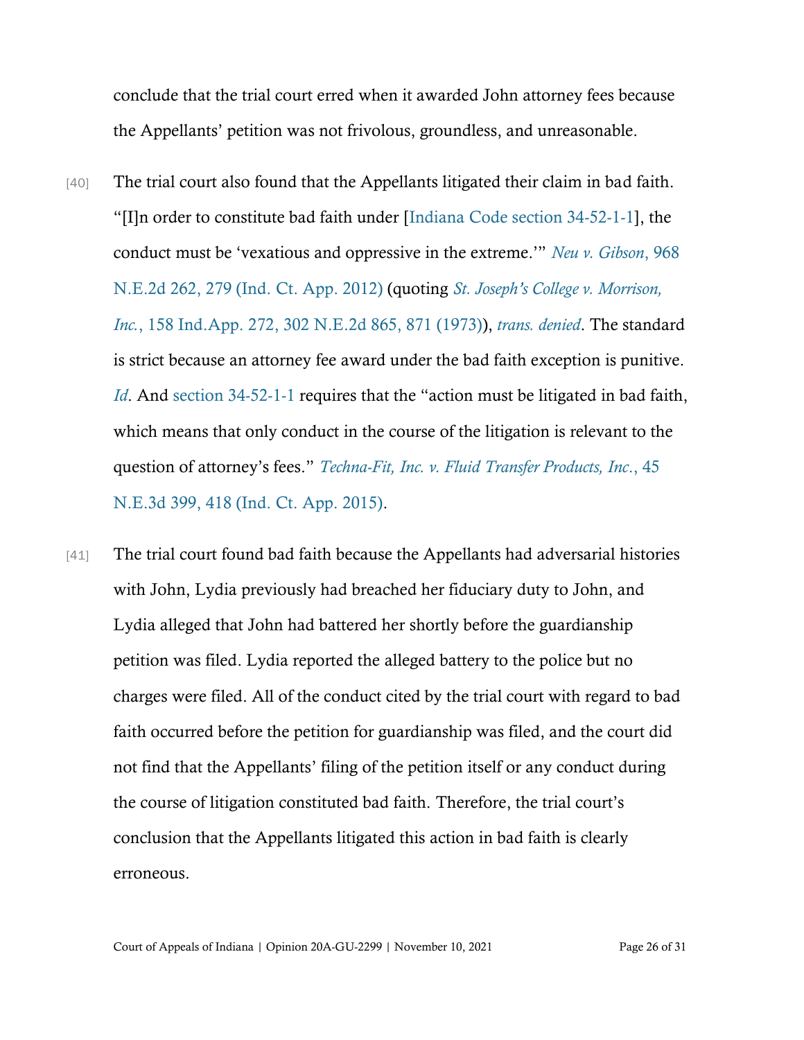conclude that the trial court erred when it awarded John attorney fees because the Appellants' petition was not frivolous, groundless, and unreasonable.

[40] The trial court also found that the Appellants litigated their claim in bad faith. "[I]n order to constitute bad faith under [Indiana Code section 34-52-1-1], the conduct must be 'vexatious and oppressive in the extreme.'" *Neu v. Gibson*, 968 N.E.2d 262, 279 (Ind. Ct. App. 2012) (quoting *St. Joseph's College v. Morrison, Inc.*, 158 Ind.App. 272, 302 N.E.2d 865, 871 (1973)), *trans. denied*. The standard is strict because an attorney fee award under the bad faith exception is punitive. *Id*. And section 34-52-1-1 requires that the "action must be litigated in bad faith, which means that only conduct in the course of the litigation is relevant to the question of attorney's fees." *Techna-Fit, Inc. v. Fluid Transfer Products, Inc.*, 45 N.E.3d 399, 418 (Ind. Ct. App. 2015).

[41] The trial court found bad faith because the Appellants had adversarial histories with John, Lydia previously had breached her fiduciary duty to John, and Lydia alleged that John had battered her shortly before the guardianship petition was filed. Lydia reported the alleged battery to the police but no charges were filed. All of the conduct cited by the trial court with regard to bad faith occurred before the petition for guardianship was filed, and the court did not find that the Appellants' filing of the petition itself or any conduct during the course of litigation constituted bad faith. Therefore, the trial court's conclusion that the Appellants litigated this action in bad faith is clearly erroneous.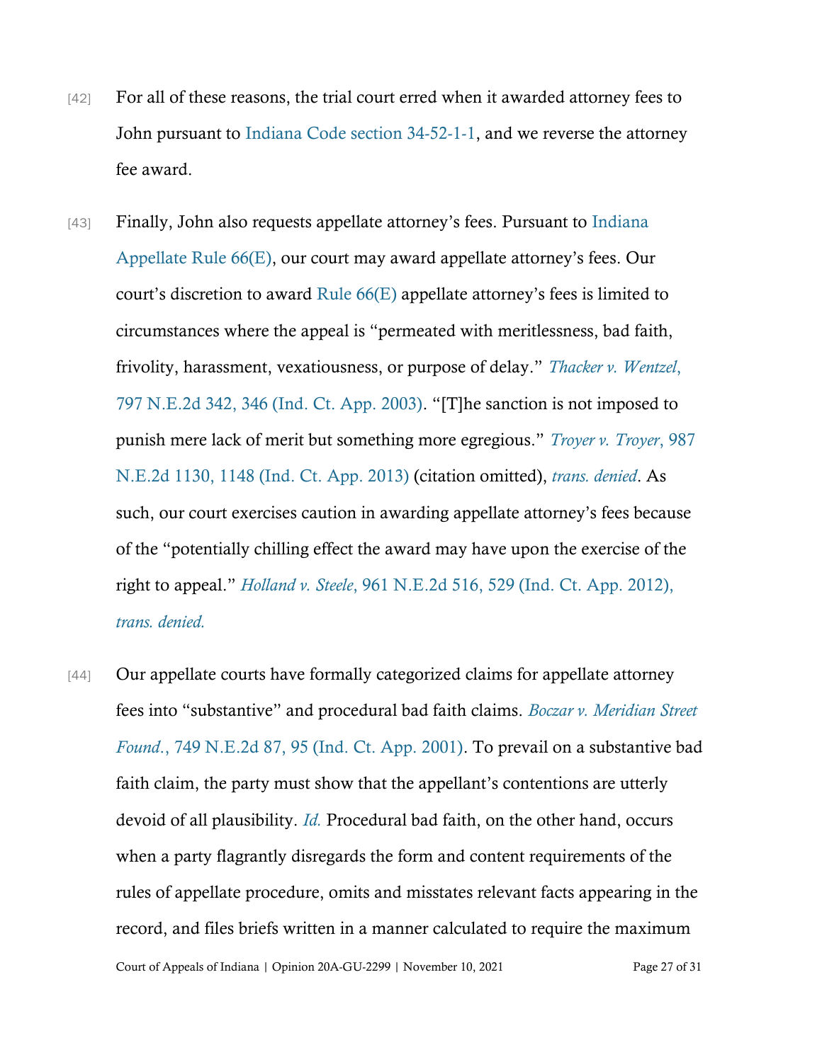[42] For all of these reasons, the trial court erred when it awarded attorney fees to John pursuant to Indiana Code section 34-52-1-1, and we reverse the attorney fee award.

[43] Finally, John also requests appellate attorney's fees. Pursuant to Indiana Appellate Rule 66(E), our court may award appellate attorney's fees. Our court's discretion to award Rule 66(E) appellate attorney's fees is limited to circumstances where the appeal is "permeated with meritlessness, bad faith, frivolity, harassment, vexatiousness, or purpose of delay." *Thacker v. Wentzel*, 797 N.E.2d 342, 346 (Ind. Ct. App. 2003). "[T]he sanction is not imposed to punish mere lack of merit but something more egregious." *Troyer v. Troyer*, 987 N.E.2d 1130, 1148 (Ind. Ct. App. 2013) (citation omitted), *trans. denied*. As such, our court exercises caution in awarding appellate attorney's fees because of the "potentially chilling effect the award may have upon the exercise of the right to appeal." *Holland v. Steele*, 961 N.E.2d 516, 529 (Ind. Ct. App. 2012), *trans. denied.*

[44] Our appellate courts have formally categorized claims for appellate attorney fees into "substantive" and procedural bad faith claims. *Boczar v. Meridian Street Found.*, 749 N.E.2d 87, 95 (Ind. Ct. App. 2001). To prevail on a substantive bad faith claim, the party must show that the appellant's contentions are utterly devoid of all plausibility. *Id.* Procedural bad faith, on the other hand, occurs when a party flagrantly disregards the form and content requirements of the rules of appellate procedure, omits and misstates relevant facts appearing in the record, and files briefs written in a manner calculated to require the maximum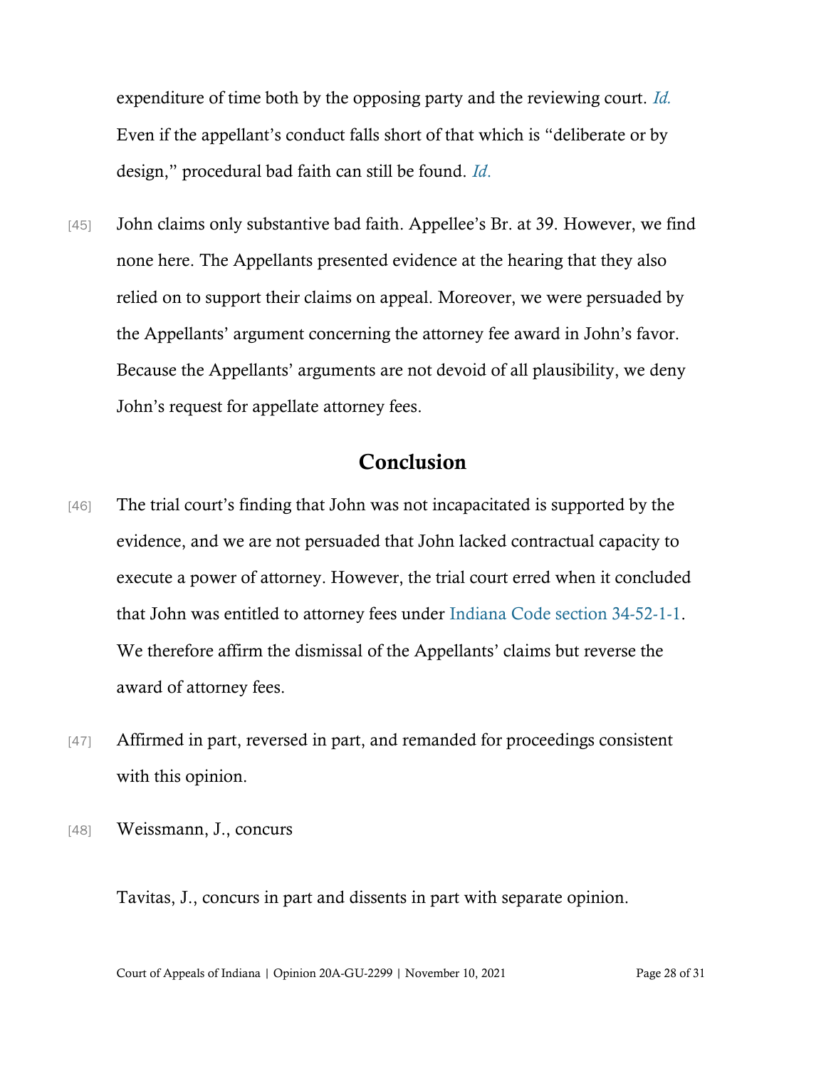expenditure of time both by the opposing party and the reviewing court. *Id.* Even if the appellant's conduct falls short of that which is "deliberate or by design," procedural bad faith can still be found. *Id.*

[45] John claims only substantive bad faith. Appellee's Br. at 39. However, we find none here. The Appellants presented evidence at the hearing that they also relied on to support their claims on appeal. Moreover, we were persuaded by the Appellants' argument concerning the attorney fee award in John's favor. Because the Appellants' arguments are not devoid of all plausibility, we deny John's request for appellate attorney fees.

## Conclusion

[46] The trial court's finding that John was not incapacitated is supported by the evidence, and we are not persuaded that John lacked contractual capacity to execute a power of attorney. However, the trial court erred when it concluded that John was entitled to attorney fees under Indiana Code section 34-52-1-1. We therefore affirm the dismissal of the Appellants' claims but reverse the award of attorney fees.

[47] Affirmed in part, reversed in part, and remanded for proceedings consistent with this opinion.

[48] Weissmann, J., concurs

Tavitas, J., concurs in part and dissents in part with separate opinion.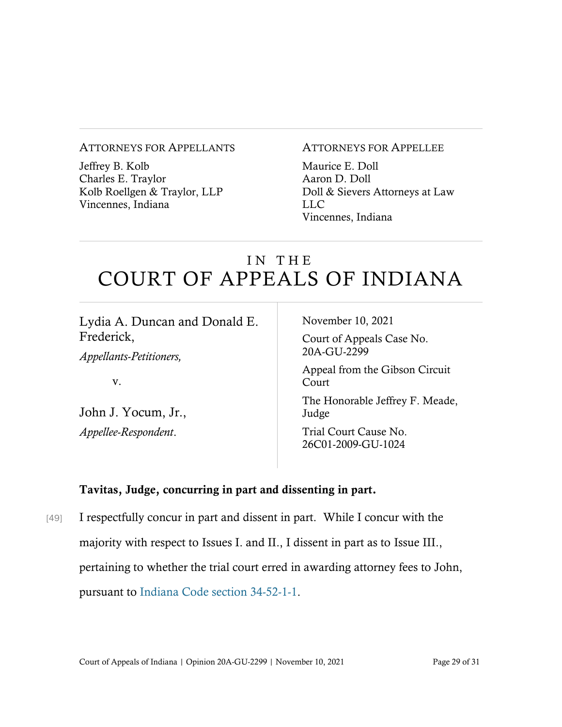ATTORNEYS FOR APPELLANTS

Jeffrey B. Kolb
Charles E. Traylor
Kolb Roellgen & Traylor, LLP
Vincennes, Indiana

ATTORNEYS FOR APPELLEE

Maurice E. Doll
Aaron D. Doll
Doll & Sievers Attorneys at Law LLC
Vincennes, Indiana

# IN THE COURT OF APPEALS OF INDIANA

Lydia A. Duncan and Donald E. Frederick,
*Appellants-Petitioners,*

v.

John J. Yocum, Jr.,
*Appellee-Respondent*.

November 10, 2021

Court of Appeals Case No. 20A-GU-2299

Appeal from the Gibson Circuit Court

The Honorable Jeffrey F. Meade, Judge

Trial Court Cause No. 26C01-2009-GU-1024

**Tavitas, Judge, concurring in part and dissenting in part.**

[49] I respectfully concur in part and dissent in part. While I concur with the majority with respect to Issues I. and II., I dissent in part as to Issue III., pertaining to whether the trial court erred in awarding attorney fees to John, pursuant to Indiana Code section 34-52-1-1.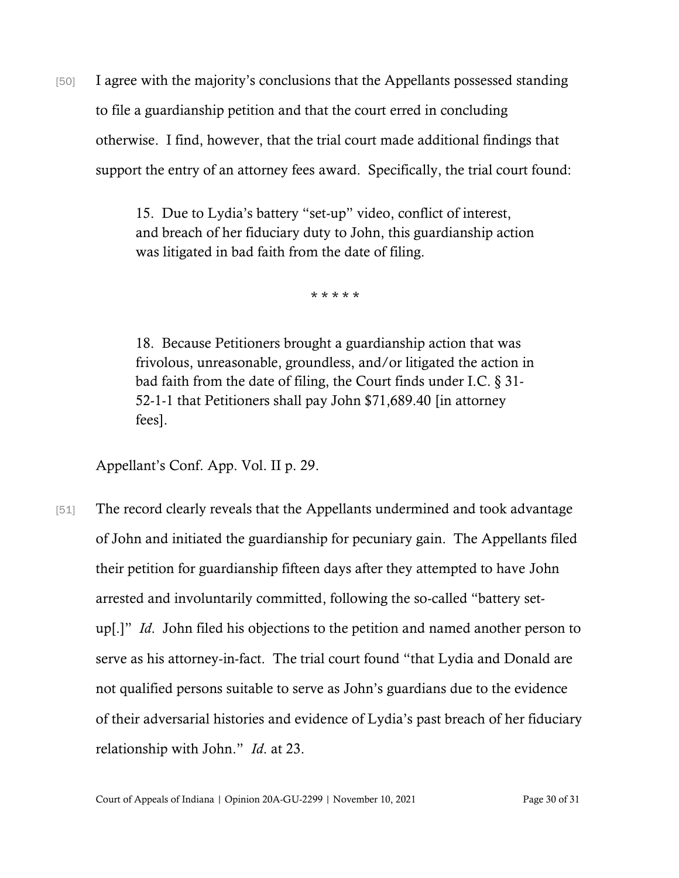[50] I agree with the majority's conclusions that the Appellants possessed standing to file a guardianship petition and that the court erred in concluding otherwise. I find, however, that the trial court made additional findings that support the entry of an attorney fees award. Specifically, the trial court found:

> 15. Due to Lydia's battery "set-up" video, conflict of interest, and breach of her fiduciary duty to John, this guardianship action was litigated in bad faith from the date of filing.
>
> \* \* \* \* \*
>
> 18. Because Petitioners brought a guardianship action that was frivolous, unreasonable, groundless, and/or litigated the action in bad faith from the date of filing, the Court finds under I.C. § 31-52-1-1 that Petitioners shall pay John $71,689.40 [in attorney fees].

Appellant's Conf. App. Vol. II p. 29.

[51] The record clearly reveals that the Appellants undermined and took advantage of John and initiated the guardianship for pecuniary gain. The Appellants filed their petition for guardianship fifteen days after they attempted to have John arrested and involuntarily committed, following the so-called "battery set-up[.]" *Id*. John filed his objections to the petition and named another person to serve as his attorney-in-fact. The trial court found "that Lydia and Donald are not qualified persons suitable to serve as John's guardians due to the evidence of their adversarial histories and evidence of Lydia's past breach of her fiduciary relationship with John." *Id*. at 23.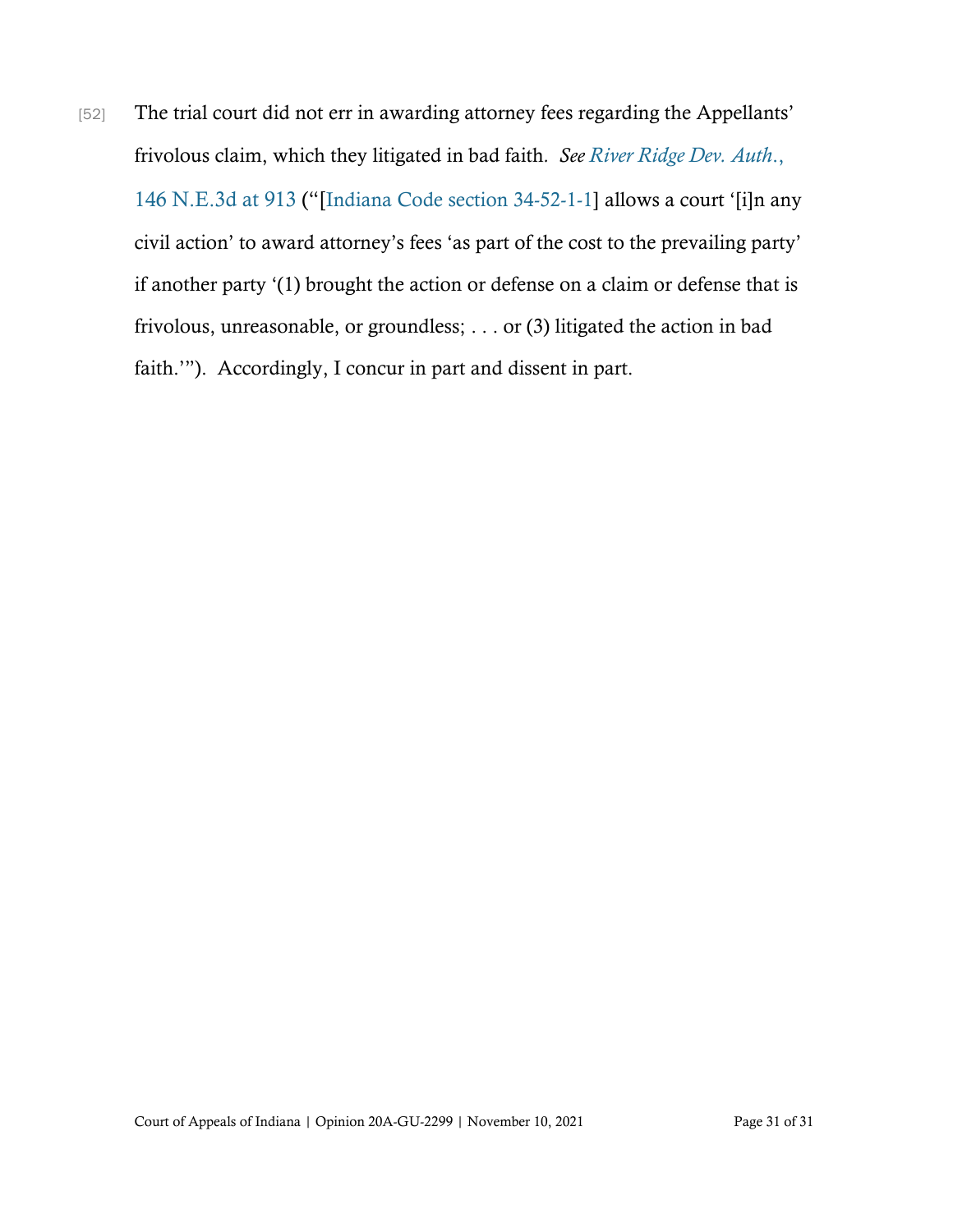[52] The trial court did not err in awarding attorney fees regarding the Appellants' frivolous claim, which they litigated in bad faith. *See River Ridge Dev. Auth.*, 146 N.E.3d at 913 ("[Indiana Code section 34-52-1-1] allows a court '[i]n any civil action' to award attorney's fees 'as part of the cost to the prevailing party' if another party '(1) brought the action or defense on a claim or defense that is frivolous, unreasonable, or groundless; . . . or (3) litigated the action in bad faith.'"). Accordingly, I concur in part and dissent in part.